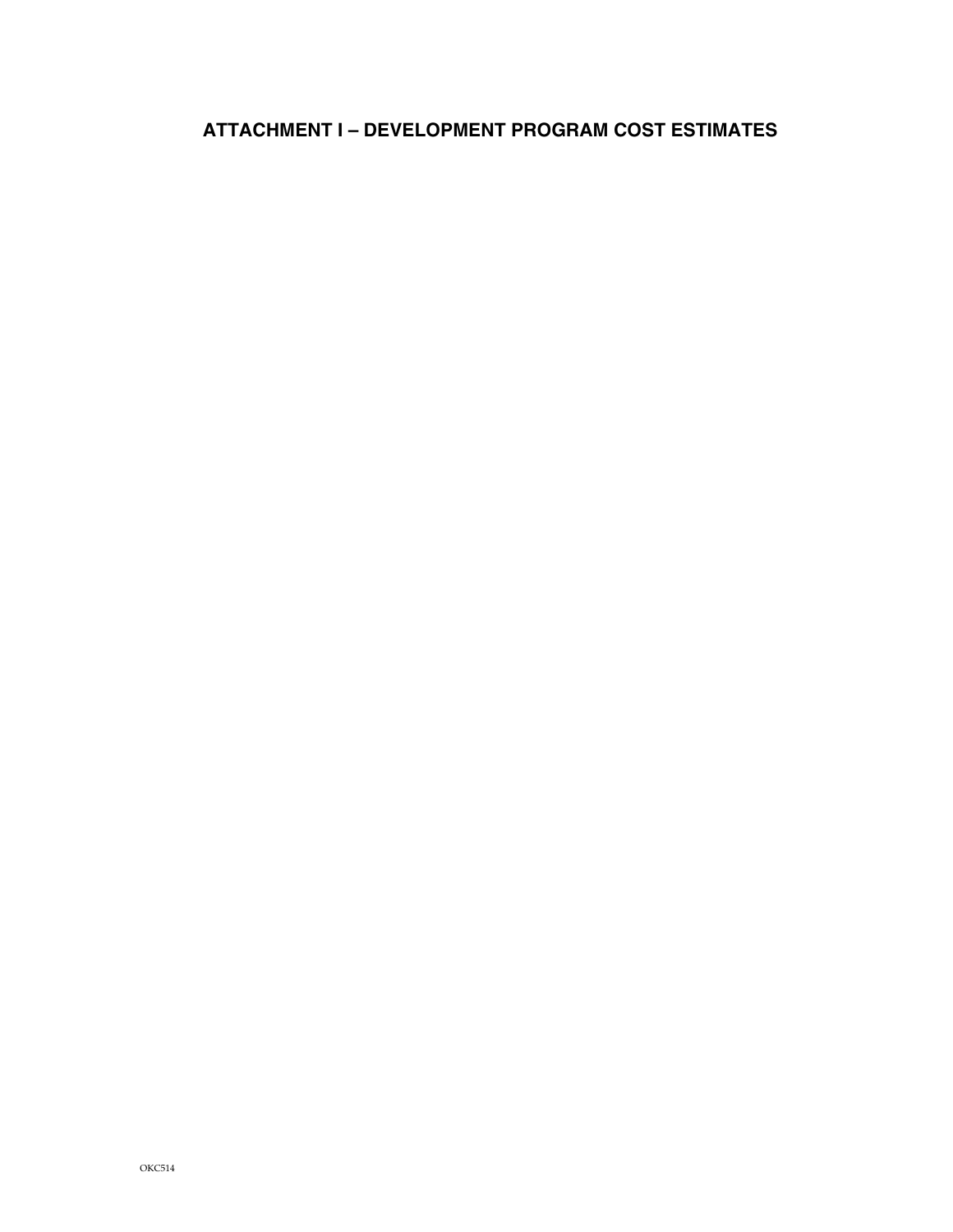# ATTACHMENT I – DEVELOPMENT PROGRAM COST ESTIMATES

OKC514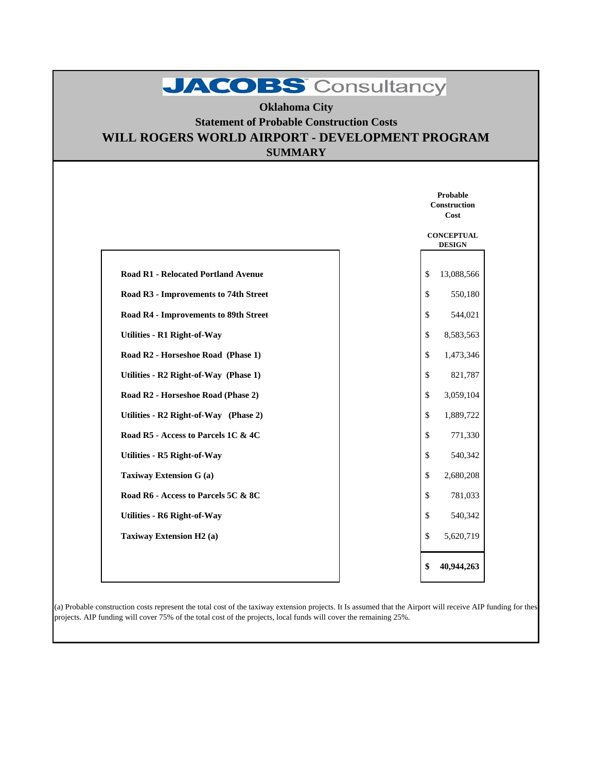# JACOBS Consultancy

## Oklahoma City

## Statement of Probable Construction Costs

## WILL ROGERS WORLD AIRPORT - DEVELOPMENT PROGRAM

## SUMMARY

| | Probable Construction Cost CONCEPTUAL DESIGN |
|---|---|
| **Road R1 - Relocated Portland Avenue** | $ 13,088,566 |
| **Road R3 - Improvements to 74th Street** | $ 550,180 |
| **Road R4 - Improvements to 89th Street** | $ 544,021 |
| **Utilities - R1 Right-of-Way** | $ 8,583,563 |
| **Road R2 - Horseshoe Road (Phase 1)** | $ 1,473,346 |
| **Utilities - R2 Right-of-Way (Phase 1)** | $ 821,787 |
| **Road R2 - Horseshoe Road (Phase 2)** | $ 3,059,104 |
| **Utilities - R2 Right-of-Way (Phase 2)** | $ 1,889,722 |
| **Road R5 - Access to Parcels 1C & 4C** | $ 771,330 |
| **Utilities - R5 Right-of-Way** | $ 540,342 |
| **Taxiway Extension G (a)** | $ 2,680,208 |
| **Road R6 - Access to Parcels 5C & 8C** | $ 781,033 |
| **Utilities - R6 Right-of-Way** | $ 540,342 |
| **Taxiway Extension H2 (a)** | $ 5,620,719 |
| | **$ 40,944,263** |

(a) Probable construction costs represent the total cost of the taxiway extension projects. It Is assumed that the Airport will receive AIP funding for these projects. AIP funding will cover 75% of the total cost of the projects, local funds will cover the remaining 25%.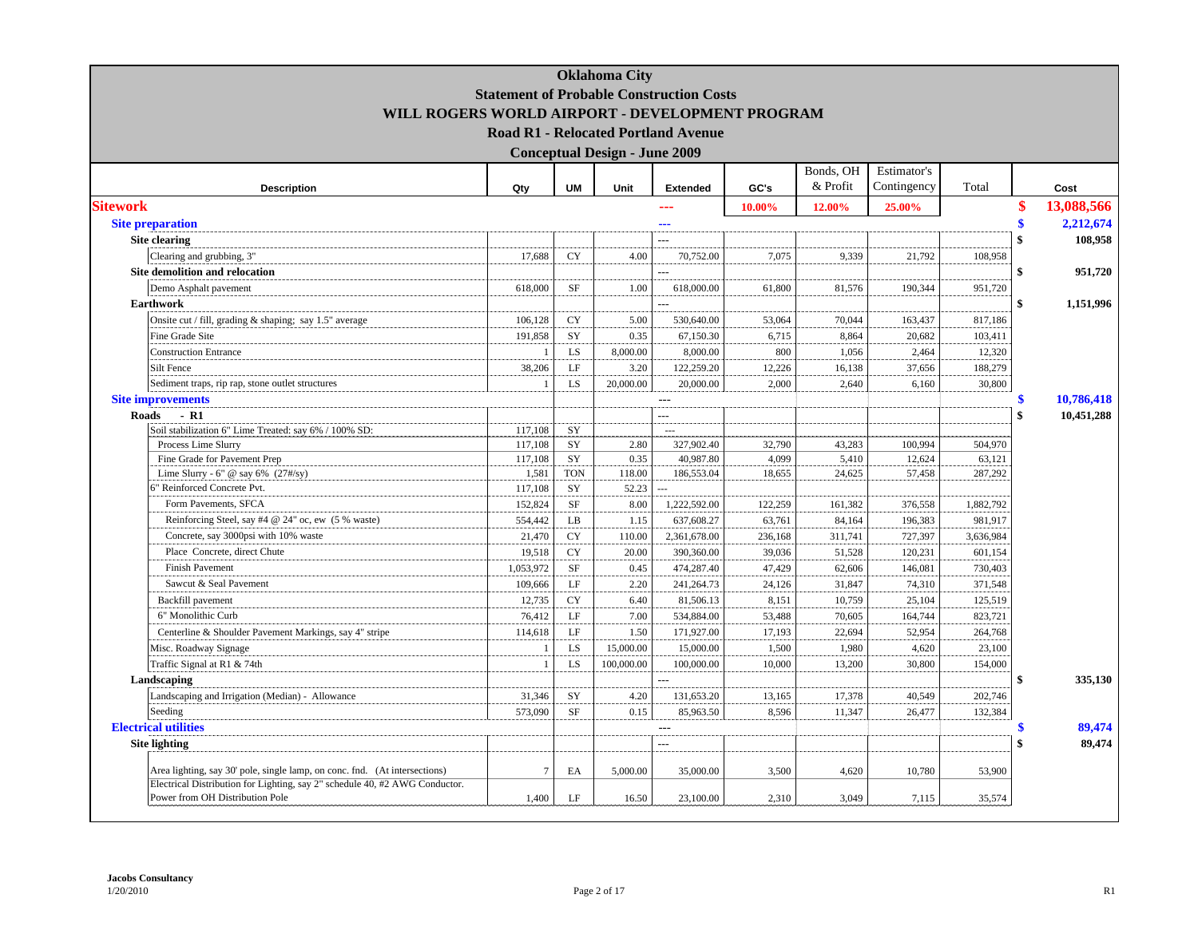# Oklahoma City

## Statement of Probable Construction Costs

## WILL ROGERS WORLD AIRPORT - DEVELOPMENT PROGRAM

### Road R1 - Relocated Portland Avenue

### Conceptual Design - June 2009

| Description | Qty | UM | Unit | Extended | GC's | Bonds, OH & Profit | Estimator's Contingency | Total | | Cost |
|---|---|---|---|---|---|---|---|---|---|---|
| **Sitework** | | | | --- | 10.00% | 12.00% | 25.00% | | $ | 13,088,566 |
| **Site preparation** | | | | --- | | | | | $ | 2,212,674 |
| **Site clearing** | | | | --- | | | | | $ | 108,958 |
| Clearing and grubbing, 3" | 17,688 | CY | 4.00 | 70,752.00 | 7,075 | 9,339 | 21,792 | 108,958 | | |
| **Site demolition and relocation** | | | | --- | | | | | $ | 951,720 |
| Demo Asphalt pavement | 618,000 | SF | 1.00 | 618,000.00 | 61,800 | 81,576 | 190,344 | 951,720 | | |
| **Earthwork** | | | | --- | | | | | $ | 1,151,996 |
| Onsite cut / fill, grading & shaping; say 1.5" average | 106,128 | CY | 5.00 | 530,640.00 | 53,064 | 70,044 | 163,437 | 817,186 | | |
| Fine Grade Site | 191,858 | SY | 0.35 | 67,150.30 | 6,715 | 8,864 | 20,682 | 103,411 | | |
| Construction Entrance | 1 | LS | 8,000.00 | 8,000.00 | 800 | 1,056 | 2,464 | 12,320 | | |
| Silt Fence | 38,206 | LF | 3.20 | 122,259.20 | 12,226 | 16,138 | 37,656 | 188,279 | | |
| Sediment traps, rip rap, stone outlet structures | 1 | LS | 20,000.00 | 20,000.00 | 2,000 | 2,640 | 6,160 | 30,800 | | |
| **Site improvements** | | | | --- | | | | | $ | 10,786,418 |
| **Roads - R1** | | | | --- | | | | | $ | 10,451,288 |
| Soil stabilization 6" Lime Treated: say 6% / 100% SD: | 117,108 | SY | | --- | | | | | | |
| Process Lime Slurry | 117,108 | SY | 2.80 | 327,902.40 | 32,790 | 43,283 | 100,994 | 504,970 | | |
| Fine Grade for Pavement Prep | 117,108 | SY | 0.35 | 40,987.80 | 4,099 | 5,410 | 12,624 | 63,121 | | |
| Lime Slurry - 6" @ say 6% (27#/sy) | 1,581 | TON | 118.00 | 186,553.04 | 18,655 | 24,625 | 57,458 | 287,292 | | |
| 6" Reinforced Concrete Pvt. | 117,108 | SY | 52.23 | --- | | | | | | |
| Form Pavements, SFCA | 152,824 | SF | 8.00 | 1,222,592.00 | 122,259 | 161,382 | 376,558 | 1,882,792 | | |
| Reinforcing Steel, say #4 @ 24" oc, ew (5 % waste) | 554,442 | LB | 1.15 | 637,608.27 | 63,761 | 84,164 | 196,383 | 981,917 | | |
| Concrete, say 3000psi with 10% waste | 21,470 | CY | 110.00 | 2,361,678.00 | 236,168 | 311,741 | 727,397 | 3,636,984 | | |
| Place Concrete, direct Chute | 19,518 | CY | 20.00 | 390,360.00 | 39,036 | 51,528 | 120,231 | 601,154 | | |
| Finish Pavement | 1,053,972 | SF | 0.45 | 474,287.40 | 47,429 | 62,606 | 146,081 | 730,403 | | |
| Sawcut & Seal Pavement | 109,666 | LF | 2.20 | 241,264.73 | 24,126 | 31,847 | 74,310 | 371,548 | | |
| Backfill pavement | 12,735 | CY | 6.40 | 81,506.13 | 8,151 | 10,759 | 25,104 | 125,519 | | |
| 6" Monolithic Curb | 76,412 | LF | 7.00 | 534,884.00 | 53,488 | 70,605 | 164,744 | 823,721 | | |
| Centerline & Shoulder Pavement Markings, say 4" stripe | 114,618 | LF | 1.50 | 171,927.00 | 17,193 | 22,694 | 52,954 | 264,768 | | |
| Misc. Roadway Signage | 1 | LS | 15,000.00 | 15,000.00 | 1,500 | 1,980 | 4,620 | 23,100 | | |
| Traffic Signal at R1 & 74th | 1 | LS | 100,000.00 | 100,000.00 | 10,000 | 13,200 | 30,800 | 154,000 | | |
| **Landscaping** | | | | --- | | | | | $ | 335,130 |
| Landscaping and Irrigation (Median) - Allowance | 31,346 | SY | 4.20 | 131,653.20 | 13,165 | 17,378 | 40,549 | 202,746 | | |
| Seeding | 573,090 | SF | 0.15 | 85,963.50 | 8,596 | 11,347 | 26,477 | 132,384 | | |
| **Electrical utilities** | | | | --- | | | | | $ | 89,474 |
| **Site lighting** | | | | --- | | | | | $ | 89,474 |
| Area lighting, say 30' pole, single lamp, on conc. fnd. (At intersections) | 7 | EA | 5,000.00 | 35,000.00 | 3,500 | 4,620 | 10,780 | 53,900 | | |
| Electrical Distribution for Lighting, say 2" schedule 40, #2 AWG Conductor. Power from OH Distribution Pole | 1,400 | LF | 16.50 | 23,100.00 | 2,310 | 3,049 | 7,115 | 35,574 | | |

Jacobs Consultancy
1/20/2010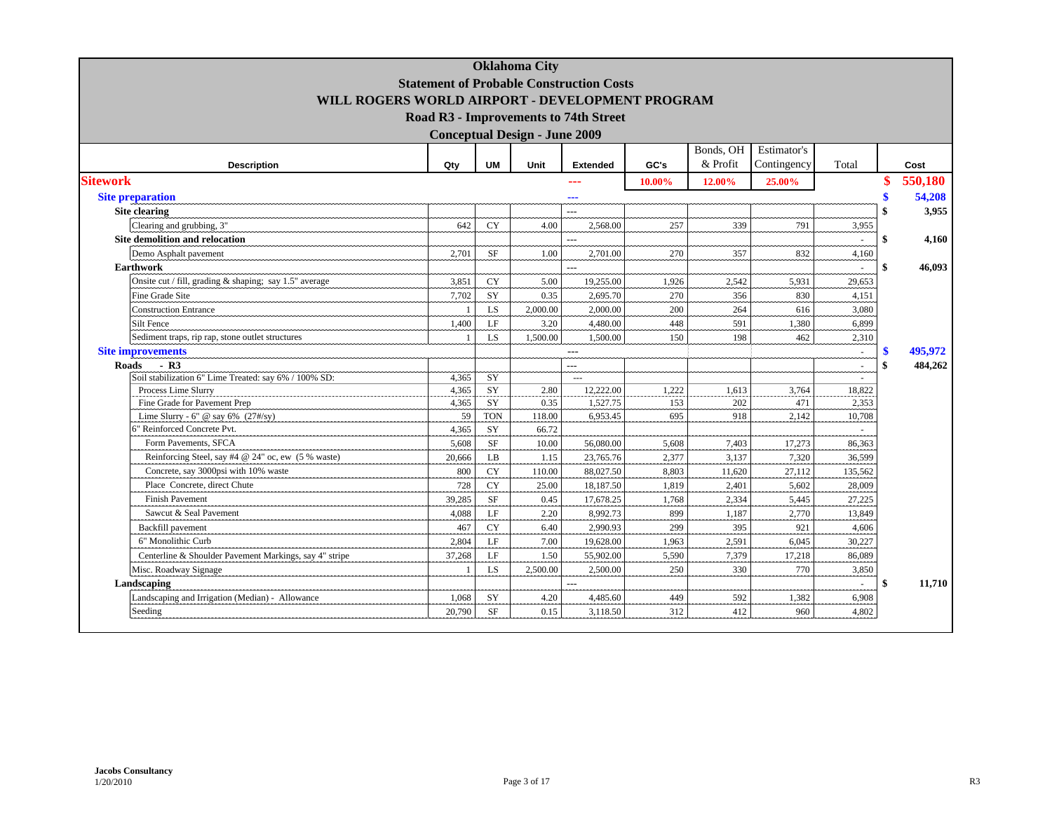# Oklahoma City
## Statement of Probable Construction Costs
## WILL ROGERS WORLD AIRPORT - DEVELOPMENT PROGRAM
### Road R3 - Improvements to 74th Street
### Conceptual Design - June 2009

| Description | Qty | UM | Unit | Extended | GC's | Bonds, OH & Profit | Estimator's Contingency | Total | Cost |
|---|---|---|---|---|---|---|---|---|---|
| **Sitework** | | | | --- | 10.00% | 12.00% | 25.00% | | $ 550,180 |
| **Site preparation** | | | | --- | | | | | $ 54,208 |
| **Site clearing** | | | | --- | | | | | $ 3,955 |
| Clearing and grubbing, 3" | 642 | CY | 4.00 | 2,568.00 | 257 | 339 | 791 | 3,955 | |
| **Site demolition and relocation** | | | | --- | | | | - | $ 4,160 |
| Demo Asphalt pavement | 2,701 | SF | 1.00 | 2,701.00 | 270 | 357 | 832 | 4,160 | |
| **Earthwork** | | | | --- | | | | - | $ 46,093 |
| Onsite cut / fill, grading & shaping; say 1.5" average | 3,851 | CY | 5.00 | 19,255.00 | 1,926 | 2,542 | 5,931 | 29,653 | |
| Fine Grade Site | 7,702 | SY | 0.35 | 2,695.70 | 270 | 356 | 830 | 4,151 | |
| Construction Entrance | 1 | LS | 2,000.00 | 2,000.00 | 200 | 264 | 616 | 3,080 | |
| Silt Fence | 1,400 | LF | 3.20 | 4,480.00 | 448 | 591 | 1,380 | 6,899 | |
| Sediment traps, rip rap, stone outlet structures | 1 | LS | 1,500.00 | 1,500.00 | 150 | 198 | 462 | 2,310 | |
| **Site improvements** | | | | --- | | | | - | $ 495,972 |
| **Roads - R3** | | | | --- | | | | - | $ 484,262 |
| Soil stabilization 6" Lime Treated: say 6% / 100% SD: | 4,365 | SY | | --- | | | | - | |
| Process Lime Slurry | 4,365 | SY | 2.80 | 12,222.00 | 1,222 | 1,613 | 3,764 | 18,822 | |
| Fine Grade for Pavement Prep | 4,365 | SY | 0.35 | 1,527.75 | 153 | 202 | 471 | 2,353 | |
| Lime Slurry - 6" @ say 6% (27#/sy) | 59 | TON | 118.00 | 6,953.45 | 695 | 918 | 2,142 | 10,708 | |
| 6" Reinforced Concrete Pvt. | 4,365 | SY | 66.72 | | | | | - | |
| Form Pavements, SFCA | 5,608 | SF | 10.00 | 56,080.00 | 5,608 | 7,403 | 17,273 | 86,363 | |
| Reinforcing Steel, say #4 @ 24" oc, ew (5 % waste) | 20,666 | LB | 1.15 | 23,765.76 | 2,377 | 3,137 | 7,320 | 36,599 | |
| Concrete, say 3000psi with 10% waste | 800 | CY | 110.00 | 88,027.50 | 8,803 | 11,620 | 27,112 | 135,562 | |
| Place Concrete, direct Chute | 728 | CY | 25.00 | 18,187.50 | 1,819 | 2,401 | 5,602 | 28,009 | |
| Finish Pavement | 39,285 | SF | 0.45 | 17,678.25 | 1,768 | 2,334 | 5,445 | 27,225 | |
| Sawcut & Seal Pavement | 4,088 | LF | 2.20 | 8,992.73 | 899 | 1,187 | 2,770 | 13,849 | |
| Backfill pavement | 467 | CY | 6.40 | 2,990.93 | 299 | 395 | 921 | 4,606 | |
| 6" Monolithic Curb | 2,804 | LF | 7.00 | 19,628.00 | 1,963 | 2,591 | 6,045 | 30,227 | |
| Centerline & Shoulder Pavement Markings, say 4" stripe | 37,268 | LF | 1.50 | 55,902.00 | 5,590 | 7,379 | 17,218 | 86,089 | |
| Misc. Roadway Signage | 1 | LS | 2,500.00 | 2,500.00 | 250 | 330 | 770 | 3,850 | |
| **Landscaping** | | | | --- | | | | - | $ 11,710 |
| Landscaping and Irrigation (Median) - Allowance | 1,068 | SY | 4.20 | 4,485.60 | 449 | 592 | 1,382 | 6,908 | |
| Seeding | 20,790 | SF | 0.15 | 3,118.50 | 312 | 412 | 960 | 4,802 | |

**Jacobs Consultancy**
1/20/2010

R3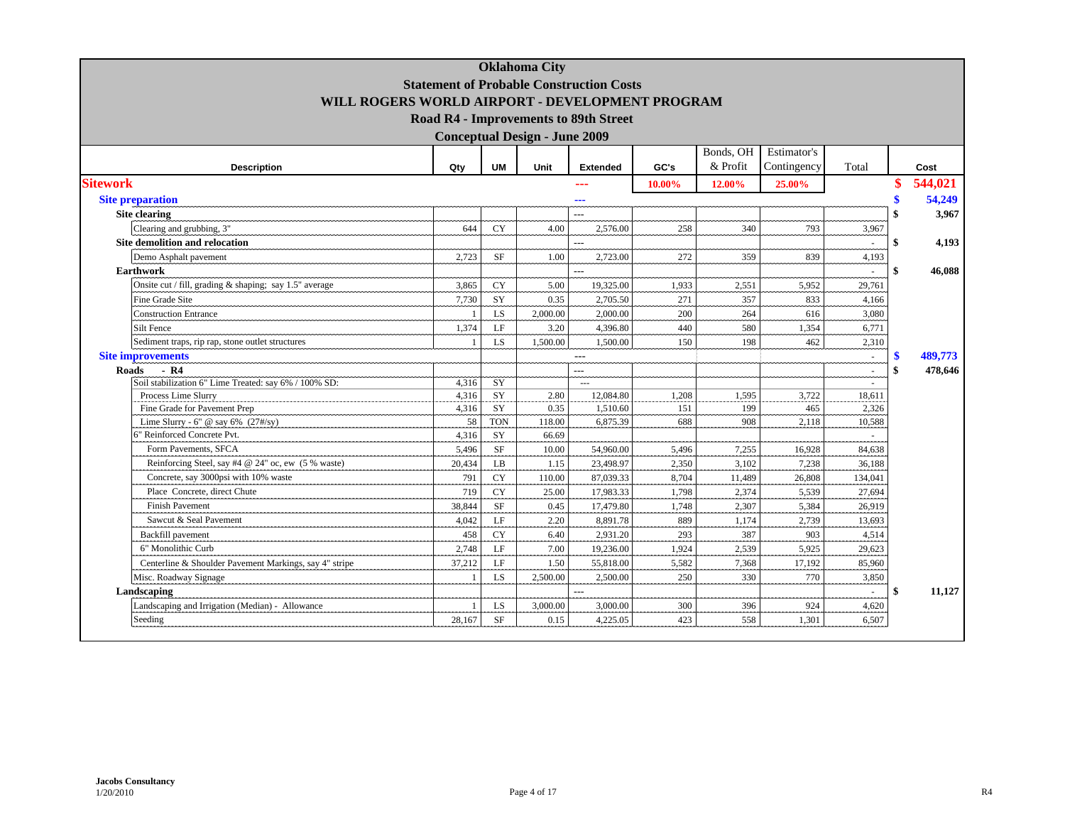# Oklahoma City

## Statement of Probable Construction Costs

## WILL ROGERS WORLD AIRPORT - DEVELOPMENT PROGRAM

### Road R4 - Improvements to 89th Street

### Conceptual Design - June 2009

| Description | Qty | UM | Unit | Extended | GC's | Bonds, OH & Profit | Estimator's Contingency | Total | Cost |
|---|---|---|---|---|---|---|---|---|---|
| **Sitework** | | | | --- | 10.00% | 12.00% | 25.00% | | $ 544,021 |
| **Site preparation** | | | | --- | | | | | $ 54,249 |
| **Site clearing** | | | | --- | | | | | $ 3,967 |
| Clearing and grubbing, 3" | 644 | CY | 4.00 | 2,576.00 | 258 | 340 | 793 | 3,967 | |
| **Site demolition and relocation** | | | | --- | | | | - | $ 4,193 |
| Demo Asphalt pavement | 2,723 | SF | 1.00 | 2,723.00 | 272 | 359 | 839 | 4,193 | |
| **Earthwork** | | | | --- | | | | - | $ 46,088 |
| Onsite cut / fill, grading & shaping; say 1.5" average | 3,865 | CY | 5.00 | 19,325.00 | 1,933 | 2,551 | 5,952 | 29,761 | |
| Fine Grade Site | 7,730 | SY | 0.35 | 2,705.50 | 271 | 357 | 833 | 4,166 | |
| Construction Entrance | 1 | LS | 2,000.00 | 2,000.00 | 200 | 264 | 616 | 3,080 | |
| Silt Fence | 1,374 | LF | 3.20 | 4,396.80 | 440 | 580 | 1,354 | 6,771 | |
| Sediment traps, rip rap, stone outlet structures | 1 | LS | 1,500.00 | 1,500.00 | 150 | 198 | 462 | 2,310 | |
| **Site improvements** | | | | --- | | | | - | $ 489,773 |
| **Roads - R4** | | | | --- | | | | - | $ 478,646 |
| Soil stabilization 6" Lime Treated: say 6% / 100% SD: | 4,316 | SY | | --- | | | | - | |
| Process Lime Slurry | 4,316 | SY | 2.80 | 12,084.80 | 1,208 | 1,595 | 3,722 | 18,611 | |
| Fine Grade for Pavement Prep | 4,316 | SY | 0.35 | 1,510.60 | 151 | 199 | 465 | 2,326 | |
| Lime Slurry - 6" @ say 6% (27#/sy) | 58 | TON | 118.00 | 6,875.39 | 688 | 908 | 2,118 | 10,588 | |
| 6" Reinforced Concrete Pvt. | 4,316 | SY | 66.69 | | | | | - | |
| Form Pavements, SFCA | 5,496 | SF | 10.00 | 54,960.00 | 5,496 | 7,255 | 16,928 | 84,638 | |
| Reinforcing Steel, say #4 @ 24" oc, ew (5 % waste) | 20,434 | LB | 1.15 | 23,498.97 | 2,350 | 3,102 | 7,238 | 36,188 | |
| Concrete, say 3000psi with 10% waste | 791 | CY | 110.00 | 87,039.33 | 8,704 | 11,489 | 26,808 | 134,041 | |
| Place Concrete, direct Chute | 719 | CY | 25.00 | 17,983.33 | 1,798 | 2,374 | 5,539 | 27,694 | |
| Finish Pavement | 38,844 | SF | 0.45 | 17,479.80 | 1,748 | 2,307 | 5,384 | 26,919 | |
| Sawcut & Seal Pavement | 4,042 | LF | 2.20 | 8,891.78 | 889 | 1,174 | 2,739 | 13,693 | |
| Backfill pavement | 458 | CY | 6.40 | 2,931.20 | 293 | 387 | 903 | 4,514 | |
| 6" Monolithic Curb | 2,748 | LF | 7.00 | 19,236.00 | 1,924 | 2,539 | 5,925 | 29,623 | |
| Centerline & Shoulder Pavement Markings, say 4" stripe | 37,212 | LF | 1.50 | 55,818.00 | 5,582 | 7,368 | 17,192 | 85,960 | |
| Misc. Roadway Signage | 1 | LS | 2,500.00 | 2,500.00 | 250 | 330 | 770 | 3,850 | |
| **Landscaping** | | | | --- | | | | - | $ 11,127 |
| Landscaping and Irrigation (Median) - Allowance | 1 | LS | 3,000.00 | 3,000.00 | 300 | 396 | 924 | 4,620 | |
| Seeding | 28,167 | SF | 0.15 | 4,225.05 | 423 | 558 | 1,301 | 6,507 | |

Jacobs Consultancy
1/20/2010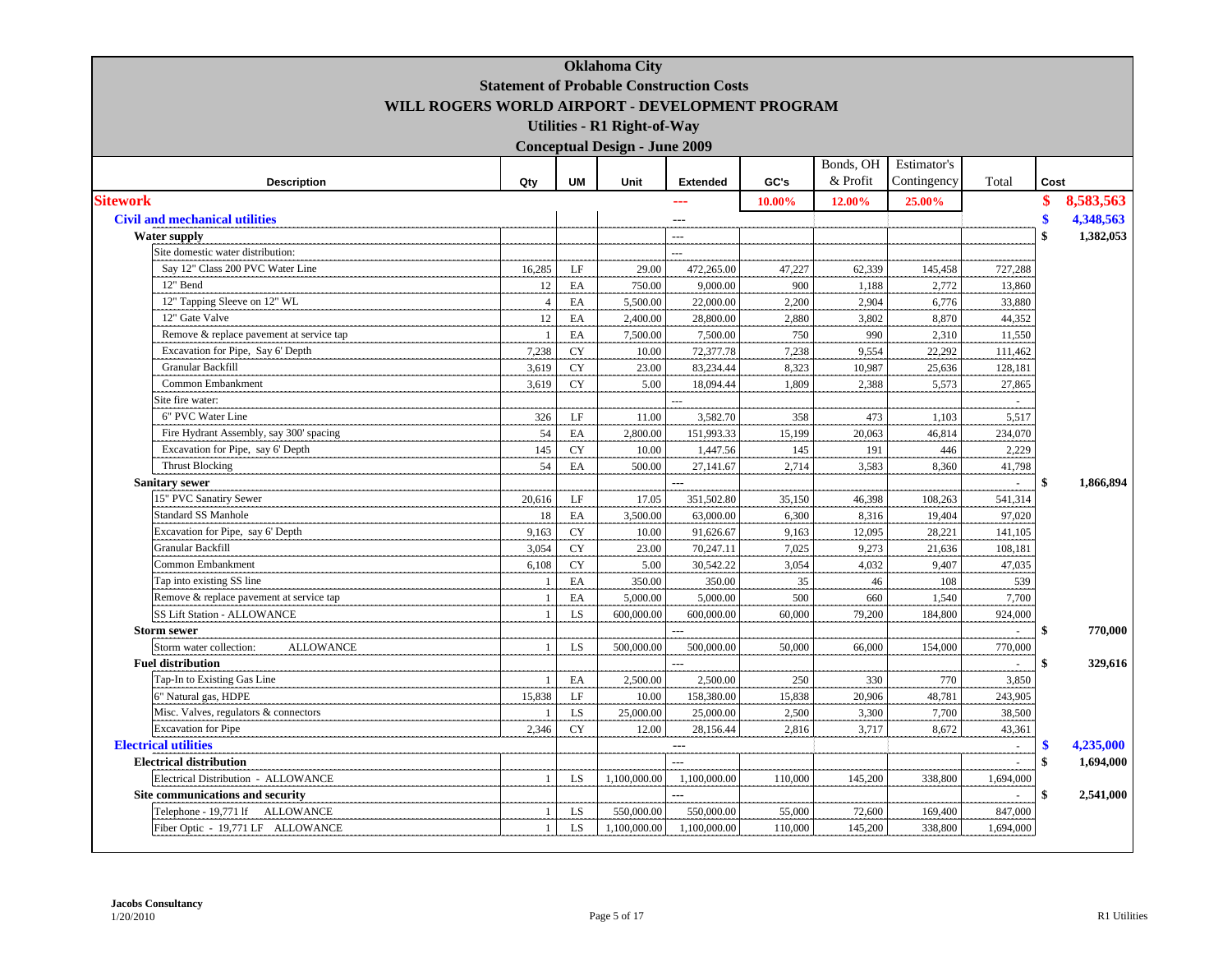# Oklahoma City

## Statement of Probable Construction Costs

## WILL ROGERS WORLD AIRPORT - DEVELOPMENT PROGRAM

### Utilities - R1 Right-of-Way

### Conceptual Design - June 2009

| Description | Qty | UM | Unit | Extended | GC's | Bonds, OH & Profit | Estimator's Contingency | Total | Cost |
|---|---|---|---|---|---|---|---|---|---|
| **Sitework** | | | | --- | 10.00% | 12.00% | 25.00% | | $ 8,583,563 |
| **Civil and mechanical utilities** | | | | --- | | | | | $ 4,348,563 |
| **Water supply** | | | | --- | | | | | $ 1,382,053 |
| Site domestic water distribution: | | | | --- | | | | | |
| Say 12" Class 200 PVC Water Line | 16,285 | LF | 29.00 | 472,265.00 | 47,227 | 62,339 | 145,458 | 727,288 | |
| 12" Bend | 12 | EA | 750.00 | 9,000.00 | 900 | 1,188 | 2,772 | 13,860 | |
| 12" Tapping Sleeve on 12" WL | 4 | EA | 5,500.00 | 22,000.00 | 2,200 | 2,904 | 6,776 | 33,880 | |
| 12" Gate Valve | 12 | EA | 2,400.00 | 28,800.00 | 2,880 | 3,802 | 8,870 | 44,352 | |
| Remove & replace pavement at service tap | 1 | EA | 7,500.00 | 7,500.00 | 750 | 990 | 2,310 | 11,550 | |
| Excavation for Pipe, Say 6' Depth | 7,238 | CY | 10.00 | 72,377.78 | 7,238 | 9,554 | 22,292 | 111,462 | |
| Granular Backfill | 3,619 | CY | 23.00 | 83,234.44 | 8,323 | 10,987 | 25,636 | 128,181 | |
| Common Embankment | 3,619 | CY | 5.00 | 18,094.44 | 1,809 | 2,388 | 5,573 | 27,865 | |
| Site fire water: | | | | --- | | | | - | |
| 6" PVC Water Line | 326 | LF | 11.00 | 3,582.70 | 358 | 473 | 1,103 | 5,517 | |
| Fire Hydrant Assembly, say 300' spacing | 54 | EA | 2,800.00 | 151,993.33 | 15,199 | 20,063 | 46,814 | 234,070 | |
| Excavation for Pipe, say 6' Depth | 145 | CY | 10.00 | 1,447.56 | 145 | 191 | 446 | 2,229 | |
| Thrust Blocking | 54 | EA | 500.00 | 27,141.67 | 2,714 | 3,583 | 8,360 | 41,798 | |
| **Sanitary sewer** | | | | --- | | | | - | $ 1,866,894 |
| 15" PVC Sanatiry Sewer | 20,616 | LF | 17.05 | 351,502.80 | 35,150 | 46,398 | 108,263 | 541,314 | |
| Standard SS Manhole | 18 | EA | 3,500.00 | 63,000.00 | 6,300 | 8,316 | 19,404 | 97,020 | |
| Excavation for Pipe, say 6' Depth | 9,163 | CY | 10.00 | 91,626.67 | 9,163 | 12,095 | 28,221 | 141,105 | |
| Granular Backfill | 3,054 | CY | 23.00 | 70,247.11 | 7,025 | 9,273 | 21,636 | 108,181 | |
| Common Embankment | 6,108 | CY | 5.00 | 30,542.22 | 3,054 | 4,032 | 9,407 | 47,035 | |
| Tap into existing SS line | 1 | EA | 350.00 | 350.00 | 35 | 46 | 108 | 539 | |
| Remove & replace pavement at service tap | 1 | EA | 5,000.00 | 5,000.00 | 500 | 660 | 1,540 | 7,700 | |
| SS Lift Station - ALLOWANCE | 1 | LS | 600,000.00 | 600,000.00 | 60,000 | 79,200 | 184,800 | 924,000 | |
| **Storm sewer** | | | | --- | | | | - | $ 770,000 |
| Storm water collection: ALLOWANCE | 1 | LS | 500,000.00 | 500,000.00 | 50,000 | 66,000 | 154,000 | 770,000 | |
| **Fuel distribution** | | | | --- | | | | - | $ 329,616 |
| Tap-In to Existing Gas Line | 1 | EA | 2,500.00 | 2,500.00 | 250 | 330 | 770 | 3,850 | |
| 6" Natural gas, HDPE | 15,838 | LF | 10.00 | 158,380.00 | 15,838 | 20,906 | 48,781 | 243,905 | |
| Misc. Valves, regulators & connectors | 1 | LS | 25,000.00 | 25,000.00 | 2,500 | 3,300 | 7,700 | 38,500 | |
| Excavation for Pipe | 2,346 | CY | 12.00 | 28,156.44 | 2,816 | 3,717 | 8,672 | 43,361 | |
| **Electrical utilities** | | | | --- | | | | - | $ 4,235,000 |
| **Electrical distribution** | | | | --- | | | | - | $ 1,694,000 |
| Electrical Distribution - ALLOWANCE | 1 | LS | 1,100,000.00 | 1,100,000.00 | 110,000 | 145,200 | 338,800 | 1,694,000 | |
| **Site communications and security** | | | | --- | | | | - | $ 2,541,000 |
| Telephone - 19,771 lf ALLOWANCE | 1 | LS | 550,000.00 | 550,000.00 | 55,000 | 72,600 | 169,400 | 847,000 | |
| Fiber Optic - 19,771 LF ALLOWANCE | 1 | LS | 1,100,000.00 | 1,100,000.00 | 110,000 | 145,200 | 338,800 | 1,694,000 | |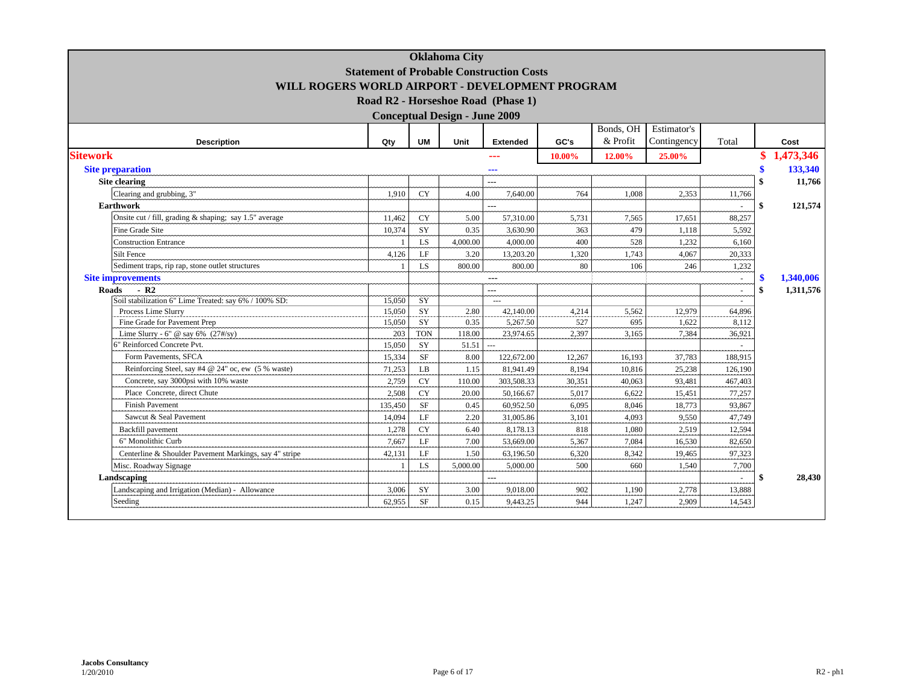# Oklahoma City

## Statement of Probable Construction Costs

## WILL ROGERS WORLD AIRPORT - DEVELOPMENT PROGRAM

### Road R2 - Horseshoe Road (Phase 1)

### Conceptual Design - June 2009

| Description | Qty | UM | Unit | Extended | GC's | Bonds, OH & Profit | Estimator's Contingency | Total | Cost |
|---|---|---|---|---|---|---|---|---|---|
| **Sitework** | | | | --- | 10.00% | 12.00% | 25.00% | | $ 1,473,346 |
| **Site preparation** | | | | --- | | | | | $ 133,340 |
| **Site clearing** | | | | --- | | | | | $ 11,766 |
| Clearing and grubbing, 3" | 1,910 | CY | 4.00 | 7,640.00 | 764 | 1,008 | 2,353 | 11,766 | |
| **Earthwork** | | | | --- | | | | - | $ 121,574 |
| Onsite cut / fill, grading & shaping; say 1.5" average | 11,462 | CY | 5.00 | 57,310.00 | 5,731 | 7,565 | 17,651 | 88,257 | |
| Fine Grade Site | 10,374 | SY | 0.35 | 3,630.90 | 363 | 479 | 1,118 | 5,592 | |
| Construction Entrance | 1 | LS | 4,000.00 | 4,000.00 | 400 | 528 | 1,232 | 6,160 | |
| Silt Fence | 4,126 | LF | 3.20 | 13,203.20 | 1,320 | 1,743 | 4,067 | 20,333 | |
| Sediment traps, rip rap, stone outlet structures | 1 | LS | 800.00 | 800.00 | 80 | 106 | 246 | 1,232 | |
| **Site improvements** | | | | --- | | | | - | $ 1,340,006 |
| **Roads - R2** | | | | --- | | | | - | $ 1,311,576 |
| Soil stabilization 6" Lime Treated: say 6% / 100% SD: | 15,050 | SY | | --- | | | | - | |
| Process Lime Slurry | 15,050 | SY | 2.80 | 42,140.00 | 4,214 | 5,562 | 12,979 | 64,896 | |
| Fine Grade for Pavement Prep | 15,050 | SY | 0.35 | 5,267.50 | 527 | 695 | 1,622 | 8,112 | |
| Lime Slurry - 6" @ say 6% (27#/sy) | 203 | TON | 118.00 | 23,974.65 | 2,397 | 3,165 | 7,384 | 36,921 | |
| 6" Reinforced Concrete Pvt. | 15,050 | SY | 51.51 | --- | | | | - | |
| Form Pavements, SFCA | 15,334 | SF | 8.00 | 122,672.00 | 12,267 | 16,193 | 37,783 | 188,915 | |
| Reinforcing Steel, say #4 @ 24" oc, ew (5 % waste) | 71,253 | LB | 1.15 | 81,941.49 | 8,194 | 10,816 | 25,238 | 126,190 | |
| Concrete, say 3000psi with 10% waste | 2,759 | CY | 110.00 | 303,508.33 | 30,351 | 40,063 | 93,481 | 467,403 | |
| Place Concrete, direct Chute | 2,508 | CY | 20.00 | 50,166.67 | 5,017 | 6,622 | 15,451 | 77,257 | |
| Finish Pavement | 135,450 | SF | 0.45 | 60,952.50 | 6,095 | 8,046 | 18,773 | 93,867 | |
| Sawcut & Seal Pavement | 14,094 | LF | 2.20 | 31,005.86 | 3,101 | 4,093 | 9,550 | 47,749 | |
| Backfill pavement | 1,278 | CY | 6.40 | 8,178.13 | 818 | 1,080 | 2,519 | 12,594 | |
| 6" Monolithic Curb | 7,667 | LF | 7.00 | 53,669.00 | 5,367 | 7,084 | 16,530 | 82,650 | |
| Centerline & Shoulder Pavement Markings, say 4" stripe | 42,131 | LF | 1.50 | 63,196.50 | 6,320 | 8,342 | 19,465 | 97,323 | |
| Misc. Roadway Signage | 1 | LS | 5,000.00 | 5,000.00 | 500 | 660 | 1,540 | 7,700 | |
| **Landscaping** | | | | --- | | | | - | $ 28,430 |
| Landscaping and Irrigation (Median) - Allowance | 3,006 | SY | 3.00 | 9,018.00 | 902 | 1,190 | 2,778 | 13,888 | |
| Seeding | 62,955 | SF | 0.15 | 9,443.25 | 944 | 1,247 | 2,909 | 14,543 | |

**Jacobs Consultancy**
1/20/2010

R2 - ph1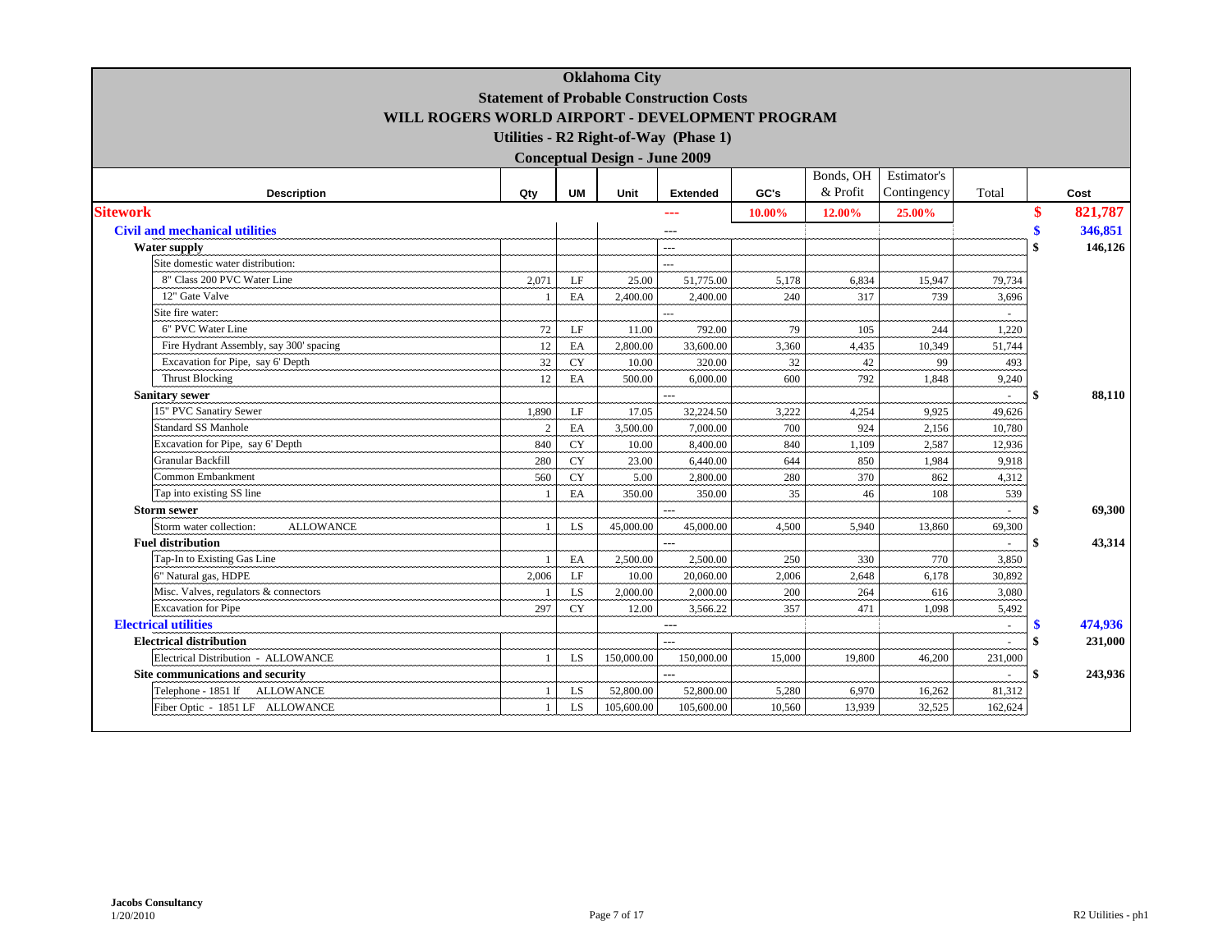# Oklahoma City
## Statement of Probable Construction Costs
## WILL ROGERS WORLD AIRPORT - DEVELOPMENT PROGRAM
### Utilities - R2 Right-of-Way (Phase 1)
### Conceptual Design - June 2009

| Description | Qty | UM | Unit | Extended | GC's | Bonds, OH & Profit | Estimator's Contingency | Total | Cost |
|---|---|---|---|---|---|---|---|---|---|
| **Sitework** | | | | --- | 10.00% | 12.00% | 25.00% | | $ 821,787 |
| **Civil and mechanical utilities** | | | | --- | | | | | $ 346,851 |
| **Water supply** | | | | --- | | | | | $ 146,126 |
| Site domestic water distribution: | | | | --- | | | | | |
| 8" Class 200 PVC Water Line | 2,071 | LF | 25.00 | 51,775.00 | 5,178 | 6,834 | 15,947 | 79,734 | |
| 12" Gate Valve | 1 | EA | 2,400.00 | 2,400.00 | 240 | 317 | 739 | 3,696 | |
| Site fire water: | | | | --- | | | | - | |
| 6" PVC Water Line | 72 | LF | 11.00 | 792.00 | 79 | 105 | 244 | 1,220 | |
| Fire Hydrant Assembly, say 300' spacing | 12 | EA | 2,800.00 | 33,600.00 | 3,360 | 4,435 | 10,349 | 51,744 | |
| Excavation for Pipe, say 6' Depth | 32 | CY | 10.00 | 320.00 | 32 | 42 | 99 | 493 | |
| Thrust Blocking | 12 | EA | 500.00 | 6,000.00 | 600 | 792 | 1,848 | 9,240 | |
| **Sanitary sewer** | | | | --- | | | | - | $ 88,110 |
| 15" PVC Sanatiry Sewer | 1,890 | LF | 17.05 | 32,224.50 | 3,222 | 4,254 | 9,925 | 49,626 | |
| Standard SS Manhole | 2 | EA | 3,500.00 | 7,000.00 | 700 | 924 | 2,156 | 10,780 | |
| Excavation for Pipe, say 6' Depth | 840 | CY | 10.00 | 8,400.00 | 840 | 1,109 | 2,587 | 12,936 | |
| Granular Backfill | 280 | CY | 23.00 | 6,440.00 | 644 | 850 | 1,984 | 9,918 | |
| Common Embankment | 560 | CY | 5.00 | 2,800.00 | 280 | 370 | 862 | 4,312 | |
| Tap into existing SS line | 1 | EA | 350.00 | 350.00 | 35 | 46 | 108 | 539 | |
| **Storm sewer** | | | | --- | | | | - | $ 69,300 |
| Storm water collection: ALLOWANCE | 1 | LS | 45,000.00 | 45,000.00 | 4,500 | 5,940 | 13,860 | 69,300 | |
| **Fuel distribution** | | | | --- | | | | - | $ 43,314 |
| Tap-In to Existing Gas Line | 1 | EA | 2,500.00 | 2,500.00 | 250 | 330 | 770 | 3,850 | |
| 6" Natural gas, HDPE | 2,006 | LF | 10.00 | 20,060.00 | 2,006 | 2,648 | 6,178 | 30,892 | |
| Misc. Valves, regulators & connectors | 1 | LS | 2,000.00 | 2,000.00 | 200 | 264 | 616 | 3,080 | |
| Excavation for Pipe | 297 | CY | 12.00 | 3,566.22 | 357 | 471 | 1,098 | 5,492 | |
| **Electrical utilities** | | | | --- | | | | - | $ 474,936 |
| **Electrical distribution** | | | | --- | | | | - | $ 231,000 |
| Electrical Distribution - ALLOWANCE | 1 | LS | 150,000.00 | 150,000.00 | 15,000 | 19,800 | 46,200 | 231,000 | |
| **Site communications and security** | | | | --- | | | | - | $ 243,936 |
| Telephone - 1851 lf ALLOWANCE | 1 | LS | 52,800.00 | 52,800.00 | 5,280 | 6,970 | 16,262 | 81,312 | |
| Fiber Optic - 1851 LF ALLOWANCE | 1 | LS | 105,600.00 | 105,600.00 | 10,560 | 13,939 | 32,525 | 162,624 | |

**Jacobs Consultancy**
1/20/2010

R2 Utilities - ph1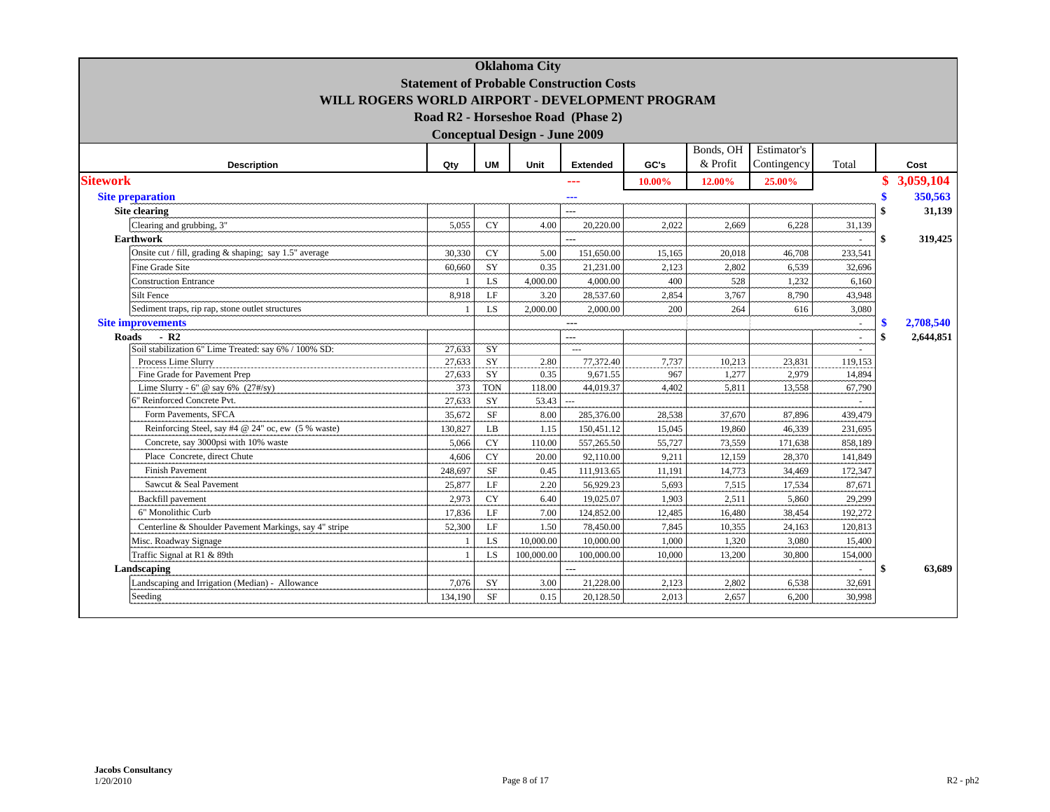# Oklahoma City

## Statement of Probable Construction Costs

## WILL ROGERS WORLD AIRPORT - DEVELOPMENT PROGRAM

### Road R2 - Horseshoe Road (Phase 2)

### Conceptual Design - June 2009

| Description | Qty | UM | Unit | Extended | GC's | Bonds, OH & Profit | Estimator's Contingency | Total | Cost |
|---|---|---|---|---|---|---|---|---|---|
| **Sitework** | | | | --- | 10.00% | 12.00% | 25.00% | | $ 3,059,104 |
| **Site preparation** | | | | --- | | | | | $ 350,563 |
| **Site clearing** | | | | --- | | | | | $ 31,139 |
| Clearing and grubbing, 3" | 5,055 | CY | 4.00 | 20,220.00 | 2,022 | 2,669 | 6,228 | 31,139 | |
| **Earthwork** | | | | --- | | | | - | $ 319,425 |
| Onsite cut / fill, grading & shaping; say 1.5" average | 30,330 | CY | 5.00 | 151,650.00 | 15,165 | 20,018 | 46,708 | 233,541 | |
| Fine Grade Site | 60,660 | SY | 0.35 | 21,231.00 | 2,123 | 2,802 | 6,539 | 32,696 | |
| Construction Entrance | 1 | LS | 4,000.00 | 4,000.00 | 400 | 528 | 1,232 | 6,160 | |
| Silt Fence | 8,918 | LF | 3.20 | 28,537.60 | 2,854 | 3,767 | 8,790 | 43,948 | |
| Sediment traps, rip rap, stone outlet structures | 1 | LS | 2,000.00 | 2,000.00 | 200 | 264 | 616 | 3,080 | |
| **Site improvements** | | | | --- | | | | - | $ 2,708,540 |
| **Roads - R2** | | | | --- | | | | - | $ 2,644,851 |
| Soil stabilization 6" Lime Treated: say 6% / 100% SD: | 27,633 | SY | | --- | | | | - | |
| Process Lime Slurry | 27,633 | SY | 2.80 | 77,372.40 | 7,737 | 10,213 | 23,831 | 119,153 | |
| Fine Grade for Pavement Prep | 27,633 | SY | 0.35 | 9,671.55 | 967 | 1,277 | 2,979 | 14,894 | |
| Lime Slurry - 6" @ say 6% (27#/sy) | 373 | TON | 118.00 | 44,019.37 | 4,402 | 5,811 | 13,558 | 67,790 | |
| 6" Reinforced Concrete Pvt. | 27,633 | SY | 53.43 | --- | | | | - | |
| Form Pavements, SFCA | 35,672 | SF | 8.00 | 285,376.00 | 28,538 | 37,670 | 87,896 | 439,479 | |
| Reinforcing Steel, say #4 @ 24" oc, ew (5 % waste) | 130,827 | LB | 1.15 | 150,451.12 | 15,045 | 19,860 | 46,339 | 231,695 | |
| Concrete, say 3000psi with 10% waste | 5,066 | CY | 110.00 | 557,265.50 | 55,727 | 73,559 | 171,638 | 858,189 | |
| Place Concrete, direct Chute | 4,606 | CY | 20.00 | 92,110.00 | 9,211 | 12,159 | 28,370 | 141,849 | |
| Finish Pavement | 248,697 | SF | 0.45 | 111,913.65 | 11,191 | 14,773 | 34,469 | 172,347 | |
| Sawcut & Seal Pavement | 25,877 | LF | 2.20 | 56,929.23 | 5,693 | 7,515 | 17,534 | 87,671 | |
| Backfill pavement | 2,973 | CY | 6.40 | 19,025.07 | 1,903 | 2,511 | 5,860 | 29,299 | |
| 6" Monolithic Curb | 17,836 | LF | 7.00 | 124,852.00 | 12,485 | 16,480 | 38,454 | 192,272 | |
| Centerline & Shoulder Pavement Markings, say 4" stripe | 52,300 | LF | 1.50 | 78,450.00 | 7,845 | 10,355 | 24,163 | 120,813 | |
| Misc. Roadway Signage | 1 | LS | 10,000.00 | 10,000.00 | 1,000 | 1,320 | 3,080 | 15,400 | |
| Traffic Signal at R1 & 89th | 1 | LS | 100,000.00 | 100,000.00 | 10,000 | 13,200 | 30,800 | 154,000 | |
| **Landscaping** | | | | --- | | | | - | $ 63,689 |
| Landscaping and Irrigation (Median) - Allowance | 7,076 | SY | 3.00 | 21,228.00 | 2,123 | 2,802 | 6,538 | 32,691 | |
| Seeding | 134,190 | SF | 0.15 | 20,128.50 | 2,013 | 2,657 | 6,200 | 30,998 | |

Jacobs Consultancy
1/20/2010

R2 - ph2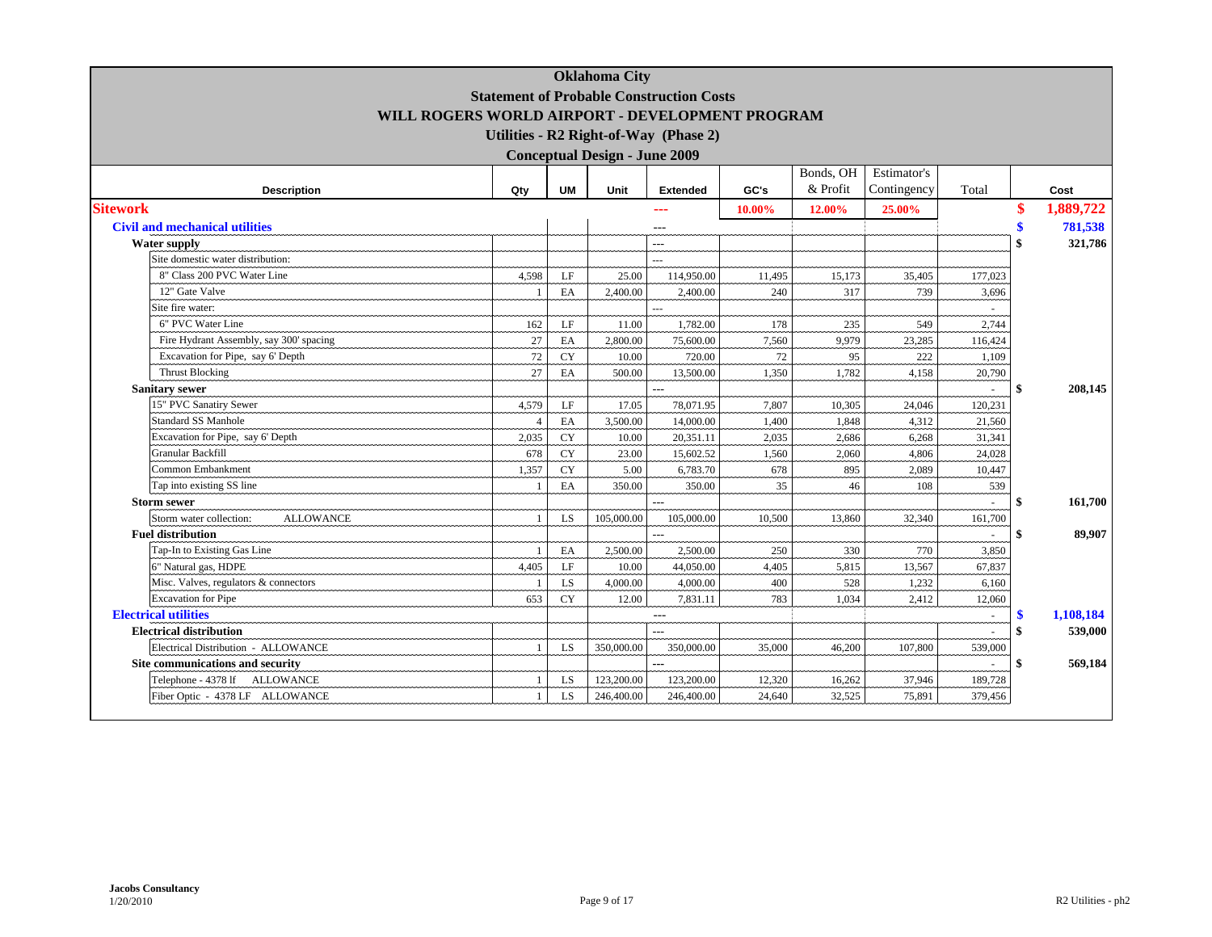# Oklahoma City

## Statement of Probable Construction Costs

## WILL ROGERS WORLD AIRPORT - DEVELOPMENT PROGRAM

### Utilities - R2 Right-of-Way (Phase 2)

### Conceptual Design - June 2009

| Description | Qty | UM | Unit | Extended | GC's | Bonds, OH & Profit | Estimator's Contingency | Total | Cost |
|---|---|---|---|---|---|---|---|---|---|
| **Sitework** | | | | --- | 10.00% | 12.00% | 25.00% | | $ 1,889,722 |
| **Civil and mechanical utilities** | | | | --- | | | | | $ 781,538 |
| **Water supply** | | | | --- | | | | | $ 321,786 |
| Site domestic water distribution: | | | | --- | | | | | |
| 8" Class 200 PVC Water Line | 4,598 | LF | 25.00 | 114,950.00 | 11,495 | 15,173 | 35,405 | 177,023 | |
| 12" Gate Valve | 1 | EA | 2,400.00 | 2,400.00 | 240 | 317 | 739 | 3,696 | |
| Site fire water: | | | | --- | | | | - | |
| 6" PVC Water Line | 162 | LF | 11.00 | 1,782.00 | 178 | 235 | 549 | 2,744 | |
| Fire Hydrant Assembly, say 300' spacing | 27 | EA | 2,800.00 | 75,600.00 | 7,560 | 9,979 | 23,285 | 116,424 | |
| Excavation for Pipe, say 6' Depth | 72 | CY | 10.00 | 720.00 | 72 | 95 | 222 | 1,109 | |
| Thrust Blocking | 27 | EA | 500.00 | 13,500.00 | 1,350 | 1,782 | 4,158 | 20,790 | |
| **Sanitary sewer** | | | | --- | | | | - | $ 208,145 |
| 15" PVC Sanatiry Sewer | 4,579 | LF | 17.05 | 78,071.95 | 7,807 | 10,305 | 24,046 | 120,231 | |
| Standard SS Manhole | 4 | EA | 3,500.00 | 14,000.00 | 1,400 | 1,848 | 4,312 | 21,560 | |
| Excavation for Pipe, say 6' Depth | 2,035 | CY | 10.00 | 20,351.11 | 2,035 | 2,686 | 6,268 | 31,341 | |
| Granular Backfill | 678 | CY | 23.00 | 15,602.52 | 1,560 | 2,060 | 4,806 | 24,028 | |
| Common Embankment | 1,357 | CY | 5.00 | 6,783.70 | 678 | 895 | 2,089 | 10,447 | |
| Tap into existing SS line | 1 | EA | 350.00 | 350.00 | 35 | 46 | 108 | 539 | |
| **Storm sewer** | | | | --- | | | | - | $ 161,700 |
| Storm water collection: ALLOWANCE | 1 | LS | 105,000.00 | 105,000.00 | 10,500 | 13,860 | 32,340 | 161,700 | |
| **Fuel distribution** | | | | --- | | | | - | $ 89,907 |
| Tap-In to Existing Gas Line | 1 | EA | 2,500.00 | 2,500.00 | 250 | 330 | 770 | 3,850 | |
| 6" Natural gas, HDPE | 4,405 | LF | 10.00 | 44,050.00 | 4,405 | 5,815 | 13,567 | 67,837 | |
| Misc. Valves, regulators & connectors | 1 | LS | 4,000.00 | 4,000.00 | 400 | 528 | 1,232 | 6,160 | |
| Excavation for Pipe | 653 | CY | 12.00 | 7,831.11 | 783 | 1,034 | 2,412 | 12,060 | |
| **Electrical utilities** | | | | --- | | | | - | $ 1,108,184 |
| **Electrical distribution** | | | | --- | | | | - | $ 539,000 |
| Electrical Distribution - ALLOWANCE | 1 | LS | 350,000.00 | 350,000.00 | 35,000 | 46,200 | 107,800 | 539,000 | |
| **Site communications and security** | | | | --- | | | | - | $ 569,184 |
| Telephone - 4378 lf ALLOWANCE | 1 | LS | 123,200.00 | 123,200.00 | 12,320 | 16,262 | 37,946 | 189,728 | |
| Fiber Optic - 4378 LF ALLOWANCE | 1 | LS | 246,400.00 | 246,400.00 | 24,640 | 32,525 | 75,891 | 379,456 | |

**Jacobs Consultancy**
1/20/2010

R2 Utilities - ph2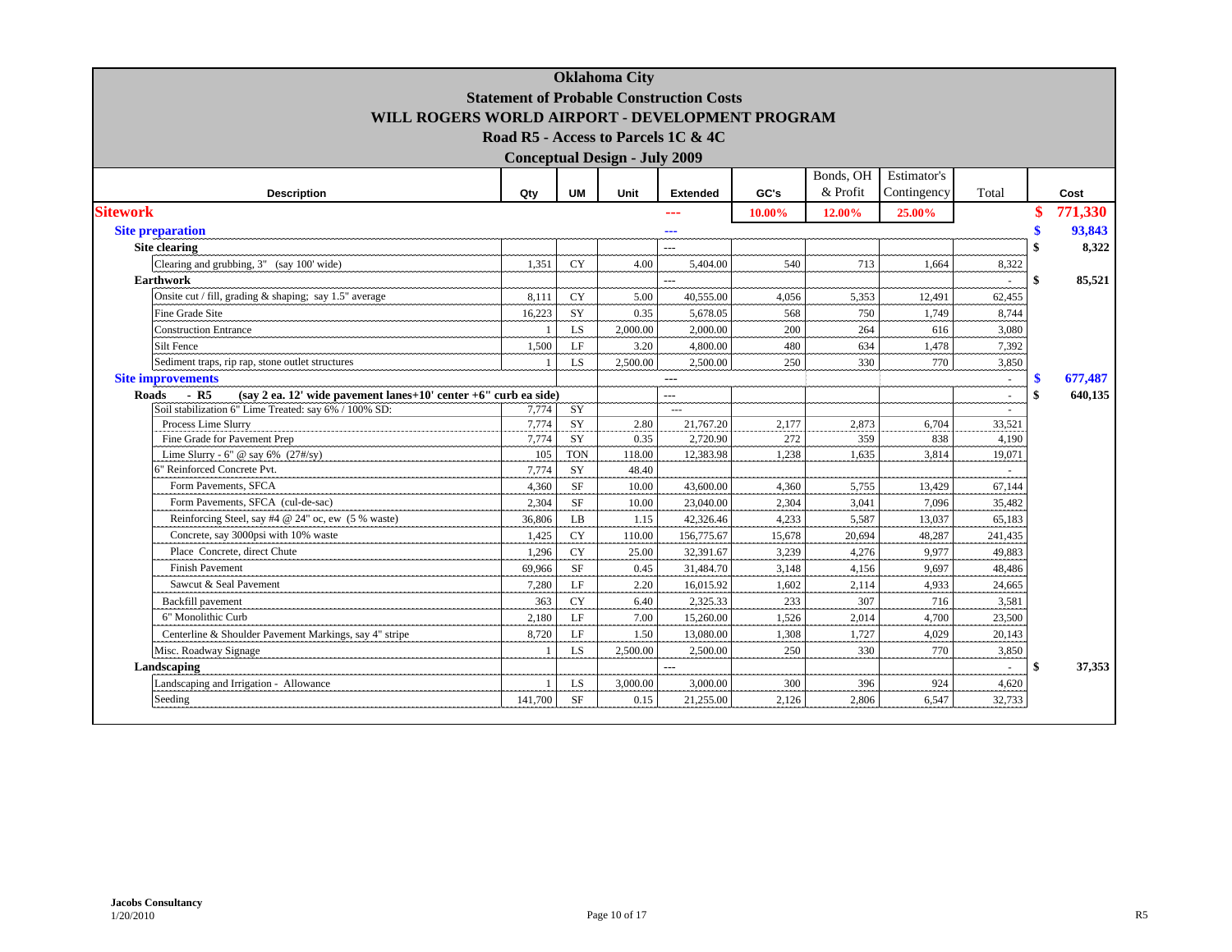# Oklahoma City

## Statement of Probable Construction Costs

## WILL ROGERS WORLD AIRPORT - DEVELOPMENT PROGRAM

## Road R5 - Access to Parcels 1C & 4C

## Conceptual Design - July 2009

| Description | Qty | UM | Unit | Extended | GC's | Bonds, OH & Profit | Estimator's Contingency | Total | Cost |
|---|---|---|---|---|---|---|---|---|---|
| **Sitework** | | | | --- | 10.00% | 12.00% | 25.00% | | **$ 771,330** |
| **Site preparation** | | | | --- | | | | | **$ 93,843** |
| **Site clearing** | | | | --- | | | | | **$ 8,322** |
| Clearing and grubbing, 3" (say 100' wide) | 1,351 | CY | 4.00 | 5,404.00 | 540 | 713 | 1,664 | 8,322 | |
| **Earthwork** | | | | --- | | | | - | **$ 85,521** |
| Onsite cut / fill, grading & shaping; say 1.5" average | 8,111 | CY | 5.00 | 40,555.00 | 4,056 | 5,353 | 12,491 | 62,455 | |
| Fine Grade Site | 16,223 | SY | 0.35 | 5,678.05 | 568 | 750 | 1,749 | 8,744 | |
| Construction Entrance | 1 | LS | 2,000.00 | 2,000.00 | 200 | 264 | 616 | 3,080 | |
| Silt Fence | 1,500 | LF | 3.20 | 4,800.00 | 480 | 634 | 1,478 | 7,392 | |
| Sediment traps, rip rap, stone outlet structures | 1 | LS | 2,500.00 | 2,500.00 | 250 | 330 | 770 | 3,850 | |
| **Site improvements** | | | | --- | | | | - | **$ 677,487** |
| **Roads - R5 (say 2 ea. 12' wide pavement lanes+10' center +6" curb ea side)** | | | | --- | | | | - | **$ 640,135** |
| Soil stabilization 6" Lime Treated: say 6% / 100% SD: | 7,774 | SY | | --- | | | | - | |
| Process Lime Slurry | 7,774 | SY | 2.80 | 21,767.20 | 2,177 | 2,873 | 6,704 | 33,521 | |
| Fine Grade for Pavement Prep | 7,774 | SY | 0.35 | 2,720.90 | 272 | 359 | 838 | 4,190 | |
| Lime Slurry - 6" @ say 6% (27#/sy) | 105 | TON | 118.00 | 12,383.98 | 1,238 | 1,635 | 3,814 | 19,071 | |
| 6" Reinforced Concrete Pvt. | 7,774 | SY | 48.40 | | | | | - | |
| Form Pavements, SFCA | 4,360 | SF | 10.00 | 43,600.00 | 4,360 | 5,755 | 13,429 | 67,144 | |
| Form Pavements, SFCA (cul-de-sac) | 2,304 | SF | 10.00 | 23,040.00 | 2,304 | 3,041 | 7,096 | 35,482 | |
| Reinforcing Steel, say #4 @ 24" oc, ew (5 % waste) | 36,806 | LB | 1.15 | 42,326.46 | 4,233 | 5,587 | 13,037 | 65,183 | |
| Concrete, say 3000psi with 10% waste | 1,425 | CY | 110.00 | 156,775.67 | 15,678 | 20,694 | 48,287 | 241,435 | |
| Place Concrete, direct Chute | 1,296 | CY | 25.00 | 32,391.67 | 3,239 | 4,276 | 9,977 | 49,883 | |
| Finish Pavement | 69,966 | SF | 0.45 | 31,484.70 | 3,148 | 4,156 | 9,697 | 48,486 | |
| Sawcut & Seal Pavement | 7,280 | LF | 2.20 | 16,015.92 | 1,602 | 2,114 | 4,933 | 24,665 | |
| Backfill pavement | 363 | CY | 6.40 | 2,325.33 | 233 | 307 | 716 | 3,581 | |
| 6" Monolithic Curb | 2,180 | LF | 7.00 | 15,260.00 | 1,526 | 2,014 | 4,700 | 23,500 | |
| Centerline & Shoulder Pavement Markings, say 4" stripe | 8,720 | LF | 1.50 | 13,080.00 | 1,308 | 1,727 | 4,029 | 20,143 | |
| Misc. Roadway Signage | 1 | LS | 2,500.00 | 2,500.00 | 250 | 330 | 770 | 3,850 | |
| **Landscaping** | | | | --- | | | | - | **$ 37,353** |
| Landscaping and Irrigation - Allowance | 1 | LS | 3,000.00 | 3,000.00 | 300 | 396 | 924 | 4,620 | |
| Seeding | 141,700 | SF | 0.15 | 21,255.00 | 2,126 | 2,806 | 6,547 | 32,733 | |

**Jacobs Consultancy**
1/20/2010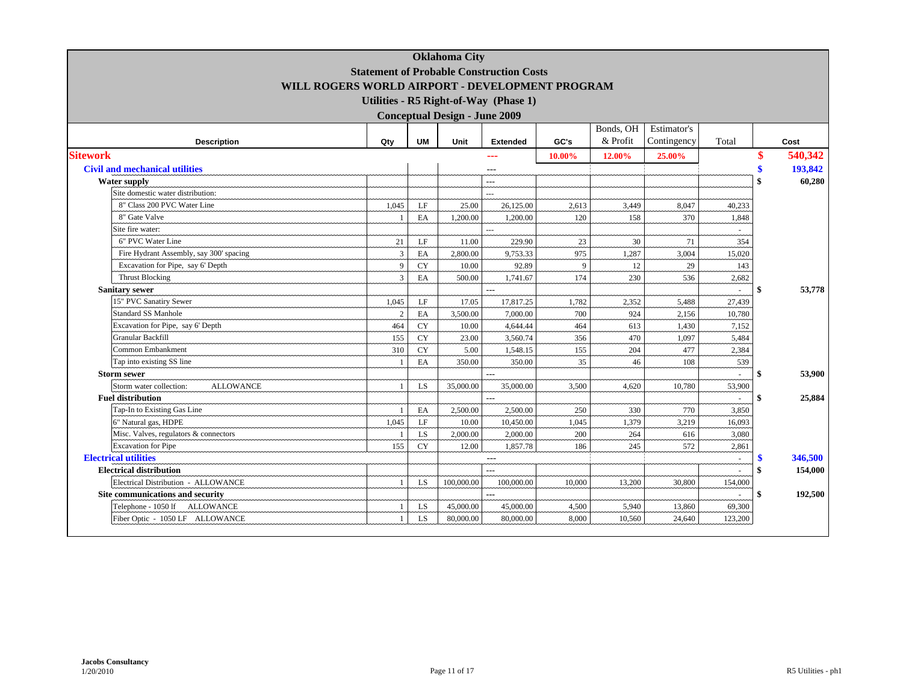# Oklahoma City

## Statement of Probable Construction Costs

## WILL ROGERS WORLD AIRPORT - DEVELOPMENT PROGRAM

### Utilities - R5 Right-of-Way (Phase 1)

### Conceptual Design - June 2009

| Description | Qty | UM | Unit | Extended | GC's | Bonds, OH & Profit | Estimator's Contingency | Total | Cost |
|---|---|---|---|---|---|---|---|---|---|
| **Sitework** | | | | --- | 10.00% | 12.00% | 25.00% | | $ 540,342 |
| **Civil and mechanical utilities** | | | | --- | | | | | $ 193,842 |
| **Water supply** | | | | --- | | | | | $ 60,280 |
| Site domestic water distribution: | | | | --- | | | | | |
| 8" Class 200 PVC Water Line | 1,045 | LF | 25.00 | 26,125.00 | 2,613 | 3,449 | 8,047 | 40,233 | |
| 8" Gate Valve | 1 | EA | 1,200.00 | 1,200.00 | 120 | 158 | 370 | 1,848 | |
| Site fire water: | | | | --- | | | | - | |
| 6" PVC Water Line | 21 | LF | 11.00 | 229.90 | 23 | 30 | 71 | 354 | |
| Fire Hydrant Assembly, say 300' spacing | 3 | EA | 2,800.00 | 9,753.33 | 975 | 1,287 | 3,004 | 15,020 | |
| Excavation for Pipe, say 6' Depth | 9 | CY | 10.00 | 92.89 | 9 | 12 | 29 | 143 | |
| Thrust Blocking | 3 | EA | 500.00 | 1,741.67 | 174 | 230 | 536 | 2,682 | |
| **Sanitary sewer** | | | | --- | | | | - | $ 53,778 |
| 15" PVC Sanatiry Sewer | 1,045 | LF | 17.05 | 17,817.25 | 1,782 | 2,352 | 5,488 | 27,439 | |
| Standard SS Manhole | 2 | EA | 3,500.00 | 7,000.00 | 700 | 924 | 2,156 | 10,780 | |
| Excavation for Pipe, say 6' Depth | 464 | CY | 10.00 | 4,644.44 | 464 | 613 | 1,430 | 7,152 | |
| Granular Backfill | 155 | CY | 23.00 | 3,560.74 | 356 | 470 | 1,097 | 5,484 | |
| Common Embankment | 310 | CY | 5.00 | 1,548.15 | 155 | 204 | 477 | 2,384 | |
| Tap into existing SS line | 1 | EA | 350.00 | 350.00 | 35 | 46 | 108 | 539 | |
| **Storm sewer** | | | | --- | | | | - | $ 53,900 |
| Storm water collection: ALLOWANCE | 1 | LS | 35,000.00 | 35,000.00 | 3,500 | 4,620 | 10,780 | 53,900 | |
| **Fuel distribution** | | | | --- | | | | - | $ 25,884 |
| Tap-In to Existing Gas Line | 1 | EA | 2,500.00 | 2,500.00 | 250 | 330 | 770 | 3,850 | |
| 6" Natural gas, HDPE | 1,045 | LF | 10.00 | 10,450.00 | 1,045 | 1,379 | 3,219 | 16,093 | |
| Misc. Valves, regulators & connectors | 1 | LS | 2,000.00 | 2,000.00 | 200 | 264 | 616 | 3,080 | |
| Excavation for Pipe | 155 | CY | 12.00 | 1,857.78 | 186 | 245 | 572 | 2,861 | |
| **Electrical utilities** | | | | --- | | | | - | $ 346,500 |
| **Electrical distribution** | | | | --- | | | | - | $ 154,000 |
| Electrical Distribution - ALLOWANCE | 1 | LS | 100,000.00 | 100,000.00 | 10,000 | 13,200 | 30,800 | 154,000 | |
| **Site communications and security** | | | | --- | | | | - | $ 192,500 |
| Telephone - 1050 lf ALLOWANCE | 1 | LS | 45,000.00 | 45,000.00 | 4,500 | 5,940 | 13,860 | 69,300 | |
| Fiber Optic - 1050 LF ALLOWANCE | 1 | LS | 80,000.00 | 80,000.00 | 8,000 | 10,560 | 24,640 | 123,200 | |

Jacobs Consultancy
1/20/2010

R5 Utilities - ph1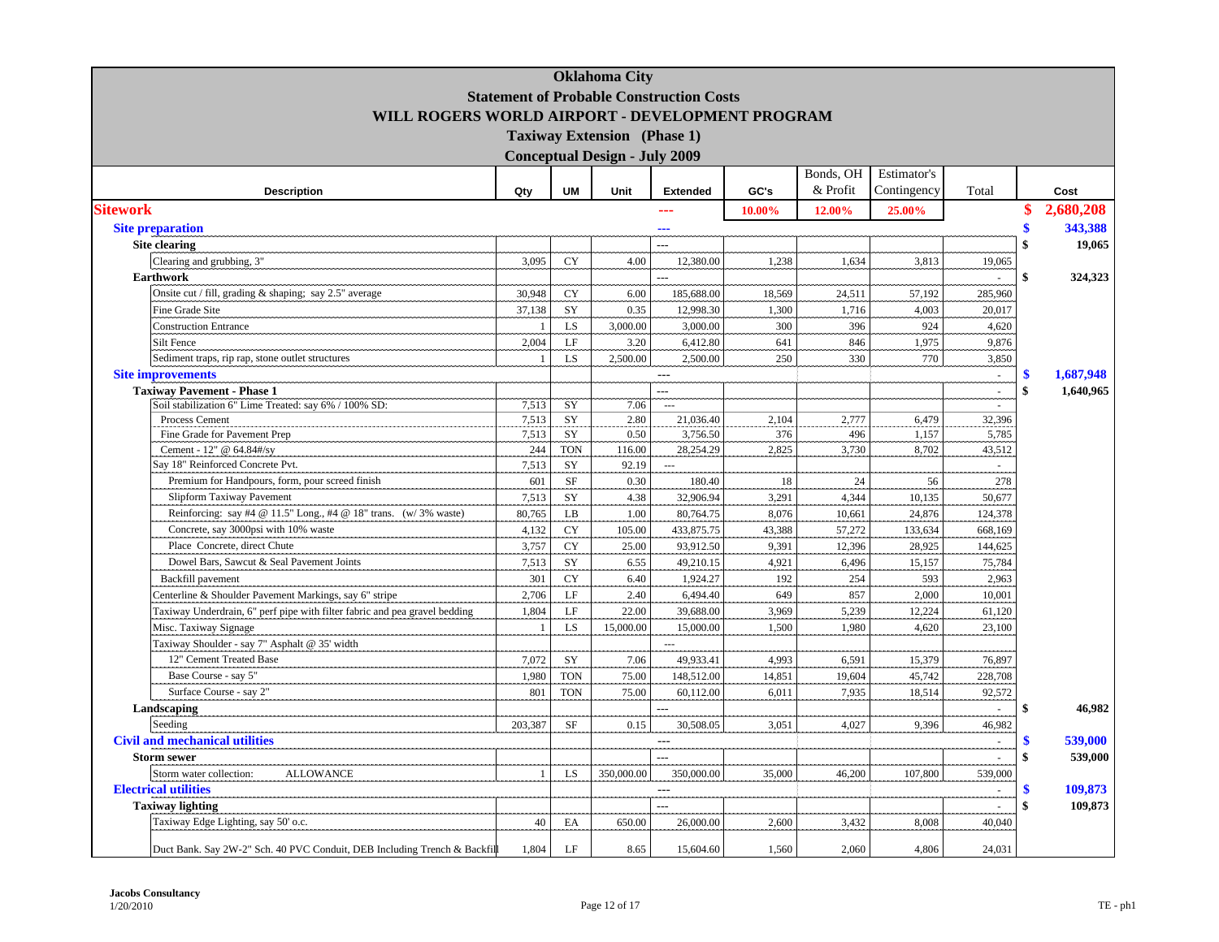# Oklahoma City

## Statement of Probable Construction Costs

## WILL ROGERS WORLD AIRPORT - DEVELOPMENT PROGRAM

### Taxiway Extension (Phase 1)

### Conceptual Design - July 2009

| Description | Qty | UM | Unit | Extended | GC's | Bonds, OH & Profit | Estimator's Contingency | Total | Cost |
|---|---|---|---|---|---|---|---|---|---|
| **Sitework** | | | | --- | 10.00% | 12.00% | 25.00% | | $ 2,680,208 |
| **Site preparation** | | | | --- | | | | | $ 343,388 |
| **Site clearing** | | | | --- | | | | | $ 19,065 |
| Clearing and grubbing, 3" | 3,095 | CY | 4.00 | 12,380.00 | 1,238 | 1,634 | 3,813 | 19,065 | |
| **Earthwork** | | | | --- | | | | - | $ 324,323 |
| Onsite cut / fill, grading & shaping; say 2.5" average | 30,948 | CY | 6.00 | 185,688.00 | 18,569 | 24,511 | 57,192 | 285,960 | |
| Fine Grade Site | 37,138 | SY | 0.35 | 12,998.30 | 1,300 | 1,716 | 4,003 | 20,017 | |
| Construction Entrance | 1 | LS | 3,000.00 | 3,000.00 | 300 | 396 | 924 | 4,620 | |
| Silt Fence | 2,004 | LF | 3.20 | 6,412.80 | 641 | 846 | 1,975 | 9,876 | |
| Sediment traps, rip rap, stone outlet structures | 1 | LS | 2,500.00 | 2,500.00 | 250 | 330 | 770 | 3,850 | |
| **Site improvements** | | | | --- | | | | - | $ 1,687,948 |
| **Taxiway Pavement - Phase 1** | | | | --- | | | | - | $ 1,640,965 |
| Soil stabilization 6" Lime Treated: say 6% / 100% SD: | 7,513 | SY | 7.06 | --- | | | | - | |
| Process Cement | 7,513 | SY | 2.80 | 21,036.40 | 2,104 | 2,777 | 6,479 | 32,396 | |
| Fine Grade for Pavement Prep | 7,513 | SY | 0.50 | 3,756.50 | 376 | 496 | 1,157 | 5,785 | |
| Cement - 12" @ 64.84#/sy | 244 | TON | 116.00 | 28,254.29 | 2,825 | 3,730 | 8,702 | 43,512 | |
| Say 18" Reinforced Concrete Pvt. | 7,513 | SY | 92.19 | --- | | | | - | |
| Premium for Handpours, form, pour screed finish | 601 | SF | 0.30 | 180.40 | 18 | 24 | 56 | 278 | |
| Slipform Taxiway Pavement | 7,513 | SY | 4.38 | 32,906.94 | 3,291 | 4,344 | 10,135 | 50,677 | |
| Reinforcing: say #4 @ 11.5" Long., #4 @ 18" trans. (w/ 3% waste) | 80,765 | LB | 1.00 | 80,764.75 | 8,076 | 10,661 | 24,876 | 124,378 | |
| Concrete, say 3000psi with 10% waste | 4,132 | CY | 105.00 | 433,875.75 | 43,388 | 57,272 | 133,634 | 668,169 | |
| Place Concrete, direct Chute | 3,757 | CY | 25.00 | 93,912.50 | 9,391 | 12,396 | 28,925 | 144,625 | |
| Dowel Bars, Sawcut & Seal Pavement Joints | 7,513 | SY | 6.55 | 49,210.15 | 4,921 | 6,496 | 15,157 | 75,784 | |
| Backfill pavement | 301 | CY | 6.40 | 1,924.27 | 192 | 254 | 593 | 2,963 | |
| Centerline & Shoulder Pavement Markings, say 6" stripe | 2,706 | LF | 2.40 | 6,494.40 | 649 | 857 | 2,000 | 10,001 | |
| Taxiway Underdrain, 6" perf pipe with filter fabric and pea gravel bedding | 1,804 | LF | 22.00 | 39,688.00 | 3,969 | 5,239 | 12,224 | 61,120 | |
| Misc. Taxiway Signage | 1 | LS | 15,000.00 | 15,000.00 | 1,500 | 1,980 | 4,620 | 23,100 | |
| Taxiway Shoulder - say 7" Asphalt @ 35' width | | | | --- | | | | | |
| 12" Cement Treated Base | 7,072 | SY | 7.06 | 49,933.41 | 4,993 | 6,591 | 15,379 | 76,897 | |
| Base Course - say 5" | 1,980 | TON | 75.00 | 148,512.00 | 14,851 | 19,604 | 45,742 | 228,708 | |
| Surface Course - say 2" | 801 | TON | 75.00 | 60,112.00 | 6,011 | 7,935 | 18,514 | 92,572 | |
| **Landscaping** | | | | --- | | | | - | $ 46,982 |
| Seeding | 203,387 | SF | 0.15 | 30,508.05 | 3,051 | 4,027 | 9,396 | 46,982 | |
| **Civil and mechanical utilities** | | | | --- | | | | - | $ 539,000 |
| **Storm sewer** | | | | --- | | | | - | $ 539,000 |
| Storm water collection: ALLOWANCE | 1 | LS | 350,000.00 | 350,000.00 | 35,000 | 46,200 | 107,800 | 539,000 | |
| **Electrical utilities** | | | | --- | | | | - | $ 109,873 |
| **Taxiway lighting** | | | | --- | | | | - | $ 109,873 |
| Taxiway Edge Lighting, say 50' o.c. | 40 | EA | 650.00 | 26,000.00 | 2,600 | 3,432 | 8,008 | 40,040 | |
| Duct Bank. Say 2W-2" Sch. 40 PVC Conduit, DEB Including Trench & Backfill | 1,804 | LF | 8.65 | 15,604.60 | 1,560 | 2,060 | 4,806 | 24,031 | |

Jacobs Consultancy
1/20/2010

TE - ph1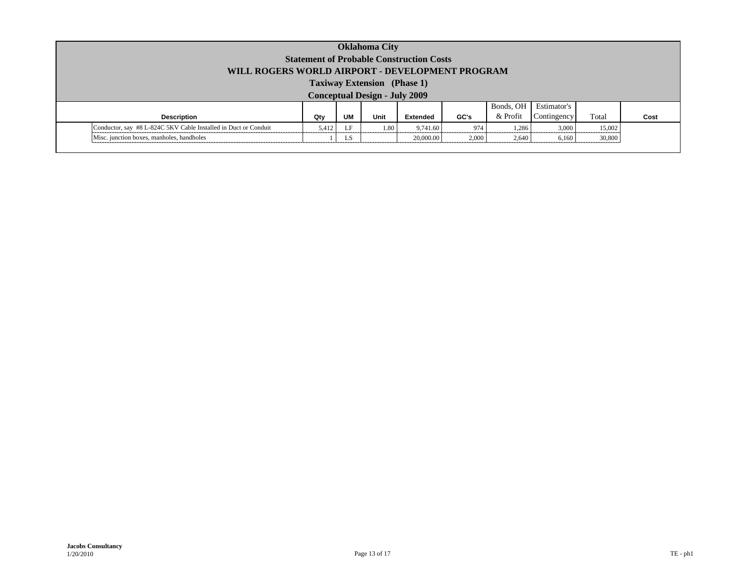# Oklahoma City

## Statement of Probable Construction Costs

## WILL ROGERS WORLD AIRPORT - DEVELOPMENT PROGRAM

### Taxiway Extension (Phase 1)

### Conceptual Design - July 2009

| Description | Qty | UM | Unit | Extended | GC's | Bonds, OH & Profit | Estimator's Contingency | Total | Cost |
|---|---|---|---|---|---|---|---|---|---|
| Conductor, say #8 L-824C 5KV Cable Installed in Duct or Conduit | 5,412 | LF | 1.80 | 9,741.60 | 974 | 1,286 | 3,000 | 15,002 | |
| Misc. junction boxes, manholes, handholes | 1 | LS | | 20,000.00 | 2,000 | 2,640 | 6,160 | 30,800 | |

**Jacobs Consultancy**
1/20/2010

TE - ph1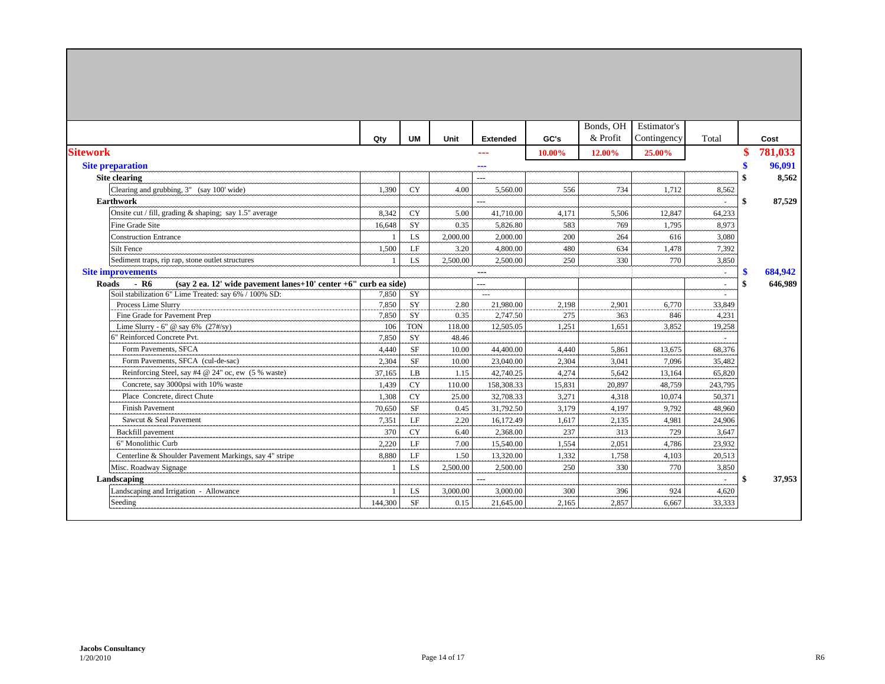| | Qty | UM | Unit | Extended | GC's | Bonds, OH & Profit | Estimator's Contingency | Total | Cost |
|---|---|---|---|---|---|---|---|---|---|
| **Sitework** | | | | --- | 10.00% | 12.00% | 25.00% | | **$ 781,033** |
| **Site preparation** | | | | --- | | | | | **$ 96,091** |
| **Site clearing** | | | | --- | | | | | **$ 8,562** |
| Clearing and grubbing, 3" (say 100' wide) | 1,390 | CY | 4.00 | 5,560.00 | 556 | 734 | 1,712 | 8,562 | |
| **Earthwork** | | | | --- | | | | - | **$ 87,529** |
| Onsite cut / fill, grading & shaping; say 1.5" average | 8,342 | CY | 5.00 | 41,710.00 | 4,171 | 5,506 | 12,847 | 64,233 | |
| Fine Grade Site | 16,648 | SY | 0.35 | 5,826.80 | 583 | 769 | 1,795 | 8,973 | |
| Construction Entrance | 1 | LS | 2,000.00 | 2,000.00 | 200 | 264 | 616 | 3,080 | |
| Silt Fence | 1,500 | LF | 3.20 | 4,800.00 | 480 | 634 | 1,478 | 7,392 | |
| Sediment traps, rip rap, stone outlet structures | 1 | LS | 2,500.00 | 2,500.00 | 250 | 330 | 770 | 3,850 | |
| **Site improvements** | | | | --- | | | | - | **$ 684,942** |
| **Roads - R6 (say 2 ea. 12' wide pavement lanes+10' center +6" curb ea side)** | | | | --- | | | | - | **$ 646,989** |
| Soil stabilization 6" Lime Treated: say 6% / 100% SD: | 7,850 | SY | | --- | | | | - | |
| Process Lime Slurry | 7,850 | SY | 2.80 | 21,980.00 | 2,198 | 2,901 | 6,770 | 33,849 | |
| Fine Grade for Pavement Prep | 7,850 | SY | 0.35 | 2,747.50 | 275 | 363 | 846 | 4,231 | |
| Lime Slurry - 6" @ say 6% (27#/sy) | 106 | TON | 118.00 | 12,505.05 | 1,251 | 1,651 | 3,852 | 19,258 | |
| 6" Reinforced Concrete Pvt. | 7,850 | SY | 48.46 | | | | | - | |
| Form Pavements, SFCA | 4,440 | SF | 10.00 | 44,400.00 | 4,440 | 5,861 | 13,675 | 68,376 | |
| Form Pavements, SFCA (cul-de-sac) | 2,304 | SF | 10.00 | 23,040.00 | 2,304 | 3,041 | 7,096 | 35,482 | |
| Reinforcing Steel, say #4 @ 24" oc, ew (5 % waste) | 37,165 | LB | 1.15 | 42,740.25 | 4,274 | 5,642 | 13,164 | 65,820 | |
| Concrete, say 3000psi with 10% waste | 1,439 | CY | 110.00 | 158,308.33 | 15,831 | 20,897 | 48,759 | 243,795 | |
| Place Concrete, direct Chute | 1,308 | CY | 25.00 | 32,708.33 | 3,271 | 4,318 | 10,074 | 50,371 | |
| Finish Pavement | 70,650 | SF | 0.45 | 31,792.50 | 3,179 | 4,197 | 9,792 | 48,960 | |
| Sawcut & Seal Pavement | 7,351 | LF | 2.20 | 16,172.49 | 1,617 | 2,135 | 4,981 | 24,906 | |
| Backfill pavement | 370 | CY | 6.40 | 2,368.00 | 237 | 313 | 729 | 3,647 | |
| 6" Monolithic Curb | 2,220 | LF | 7.00 | 15,540.00 | 1,554 | 2,051 | 4,786 | 23,932 | |
| Centerline & Shoulder Pavement Markings, say 4" stripe | 8,880 | LF | 1.50 | 13,320.00 | 1,332 | 1,758 | 4,103 | 20,513 | |
| Misc. Roadway Signage | 1 | LS | 2,500.00 | 2,500.00 | 250 | 330 | 770 | 3,850 | |
| **Landscaping** | | | | --- | | | | - | **$ 37,953** |
| Landscaping and Irrigation - Allowance | 1 | LS | 3,000.00 | 3,000.00 | 300 | 396 | 924 | 4,620 | |
| Seeding | 144,300 | SF | 0.15 | 21,645.00 | 2,165 | 2,857 | 6,667 | 33,333 | |

**Jacobs Consultancy**
1/20/2010

R6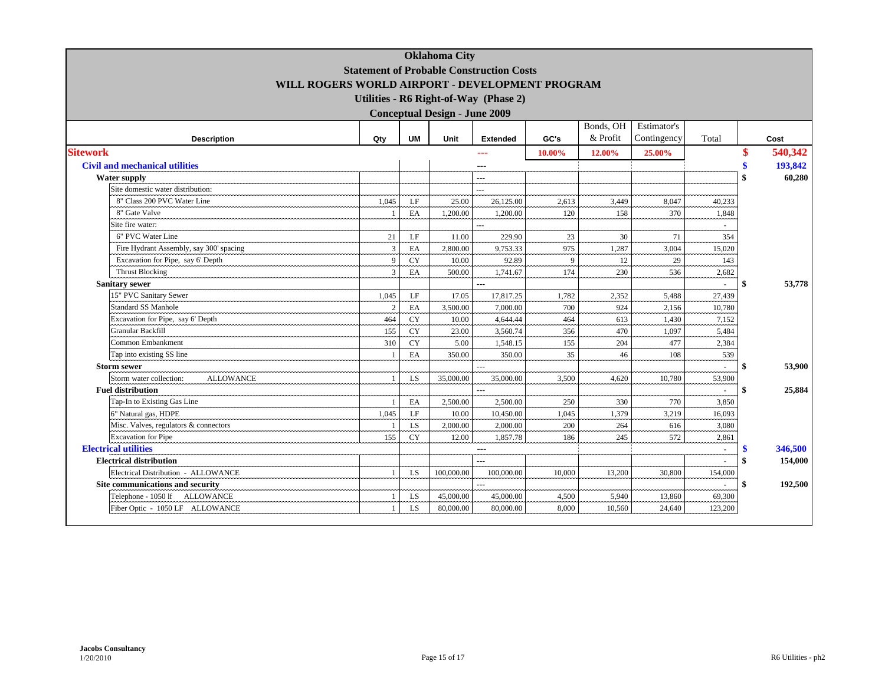# Oklahoma City
## Statement of Probable Construction Costs
## WILL ROGERS WORLD AIRPORT - DEVELOPMENT PROGRAM
### Utilities - R6 Right-of-Way (Phase 2)
### Conceptual Design - June 2009

| Description | Qty | UM | Unit | Extended | GC's | Bonds, OH & Profit | Estimator's Contingency | Total | Cost |
|---|---|---|---|---|---|---|---|---|---|
| **Sitework** | | | | --- | 10.00% | 12.00% | 25.00% | | $ 540,342 |
| **Civil and mechanical utilities** | | | | --- | | | | | $ 193,842 |
| **Water supply** | | | | --- | | | | | $ 60,280 |
| Site domestic water distribution: | | | | --- | | | | | |
| 8" Class 200 PVC Water Line | 1,045 | LF | 25.00 | 26,125.00 | 2,613 | 3,449 | 8,047 | 40,233 | |
| 8" Gate Valve | 1 | EA | 1,200.00 | 1,200.00 | 120 | 158 | 370 | 1,848 | |
| Site fire water: | | | | --- | | | | - | |
| 6" PVC Water Line | 21 | LF | 11.00 | 229.90 | 23 | 30 | 71 | 354 | |
| Fire Hydrant Assembly, say 300' spacing | 3 | EA | 2,800.00 | 9,753.33 | 975 | 1,287 | 3,004 | 15,020 | |
| Excavation for Pipe, say 6' Depth | 9 | CY | 10.00 | 92.89 | 9 | 12 | 29 | 143 | |
| Thrust Blocking | 3 | EA | 500.00 | 1,741.67 | 174 | 230 | 536 | 2,682 | |
| **Sanitary sewer** | | | | --- | | | | - | $ 53,778 |
| 15" PVC Sanitary Sewer | 1,045 | LF | 17.05 | 17,817.25 | 1,782 | 2,352 | 5,488 | 27,439 | |
| Standard SS Manhole | 2 | EA | 3,500.00 | 7,000.00 | 700 | 924 | 2,156 | 10,780 | |
| Excavation for Pipe, say 6' Depth | 464 | CY | 10.00 | 4,644.44 | 464 | 613 | 1,430 | 7,152 | |
| Granular Backfill | 155 | CY | 23.00 | 3,560.74 | 356 | 470 | 1,097 | 5,484 | |
| Common Embankment | 310 | CY | 5.00 | 1,548.15 | 155 | 204 | 477 | 2,384 | |
| Tap into existing SS line | 1 | EA | 350.00 | 350.00 | 35 | 46 | 108 | 539 | |
| **Storm sewer** | | | | --- | | | | - | $ 53,900 |
| Storm water collection: ALLOWANCE | 1 | LS | 35,000.00 | 35,000.00 | 3,500 | 4,620 | 10,780 | 53,900 | |
| **Fuel distribution** | | | | --- | | | | - | $ 25,884 |
| Tap-In to Existing Gas Line | 1 | EA | 2,500.00 | 2,500.00 | 250 | 330 | 770 | 3,850 | |
| 6" Natural gas, HDPE | 1,045 | LF | 10.00 | 10,450.00 | 1,045 | 1,379 | 3,219 | 16,093 | |
| Misc. Valves, regulators & connectors | 1 | LS | 2,000.00 | 2,000.00 | 200 | 264 | 616 | 3,080 | |
| Excavation for Pipe | 155 | CY | 12.00 | 1,857.78 | 186 | 245 | 572 | 2,861 | |
| **Electrical utilities** | | | | --- | | | | - | $ 346,500 |
| **Electrical distribution** | | | | --- | | | | - | $ 154,000 |
| Electrical Distribution - ALLOWANCE | 1 | LS | 100,000.00 | 100,000.00 | 10,000 | 13,200 | 30,800 | 154,000 | |
| **Site communications and security** | | | | --- | | | | - | $ 192,500 |
| Telephone - 1050 lf ALLOWANCE | 1 | LS | 45,000.00 | 45,000.00 | 4,500 | 5,940 | 13,860 | 69,300 | |
| Fiber Optic - 1050 LF ALLOWANCE | 1 | LS | 80,000.00 | 80,000.00 | 8,000 | 10,560 | 24,640 | 123,200 | |

**Jacobs Consultancy**
1/20/2010

R6 Utilities - ph2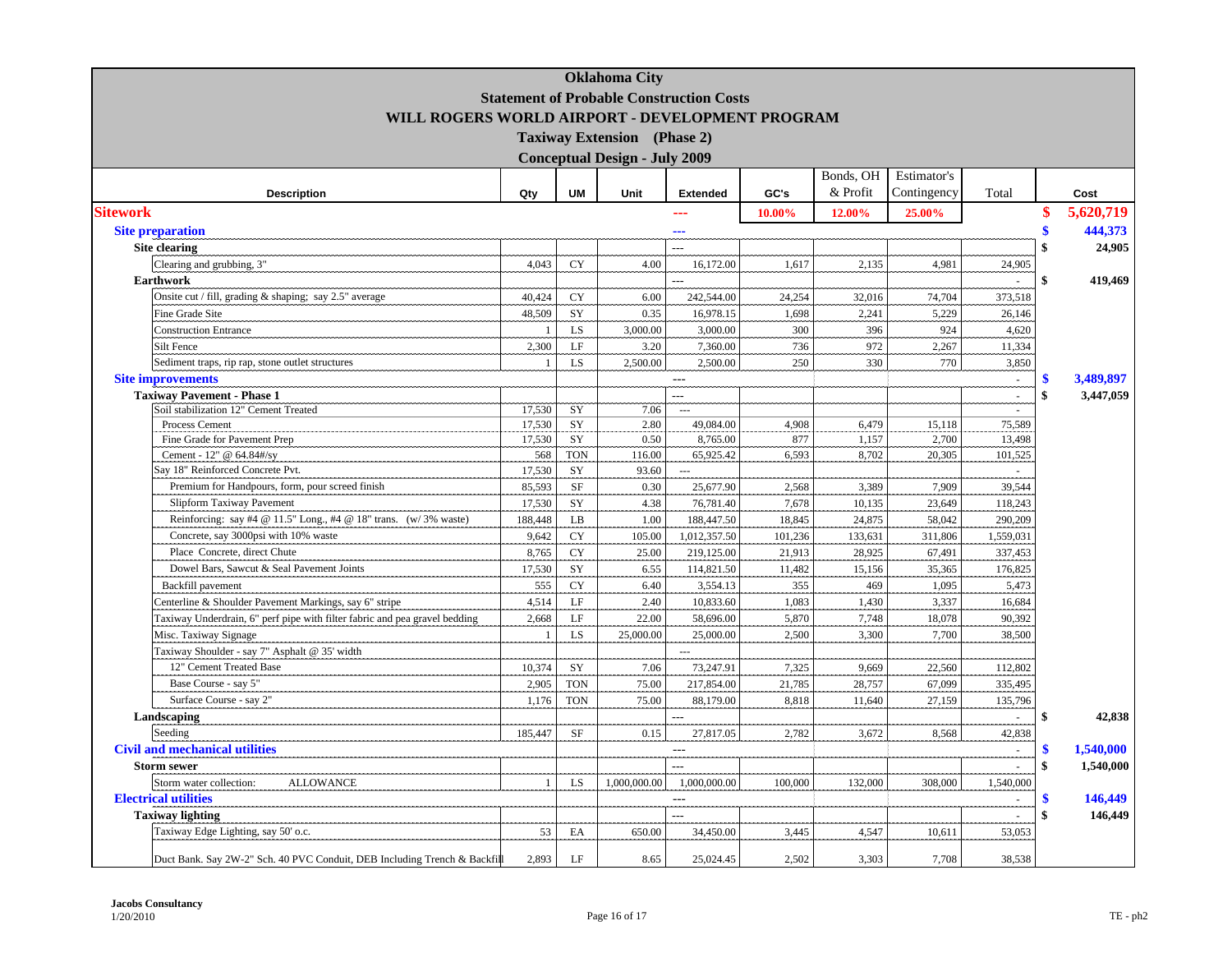# Oklahoma City

## Statement of Probable Construction Costs

## WILL ROGERS WORLD AIRPORT - DEVELOPMENT PROGRAM

## Taxiway Extension (Phase 2)

## Conceptual Design - July 2009

| Description | Qty | UM | Unit | Extended | GC's | Bonds, OH & Profit | Estimator's Contingency | Total | | Cost |
|---|---|---|---|---|---|---|---|---|---|---|
| **Sitework** | | | | --- | 10.00% | 12.00% | 25.00% | | $ | 5,620,719 |
| **Site preparation** | | | | --- | | | | | $ | 444,373 |
| **Site clearing** | | | | --- | | | | | $ | 24,905 |
| Clearing and grubbing, 3" | 4,043 | CY | 4.00 | 16,172.00 | 1,617 | 2,135 | 4,981 | 24,905 | | |
| **Earthwork** | | | | --- | | | | - | $ | 419,469 |
| Onsite cut / fill, grading & shaping; say 2.5" average | 40,424 | CY | 6.00 | 242,544.00 | 24,254 | 32,016 | 74,704 | 373,518 | | |
| Fine Grade Site | 48,509 | SY | 0.35 | 16,978.15 | 1,698 | 2,241 | 5,229 | 26,146 | | |
| Construction Entrance | 1 | LS | 3,000.00 | 3,000.00 | 300 | 396 | 924 | 4,620 | | |
| Silt Fence | 2,300 | LF | 3.20 | 7,360.00 | 736 | 972 | 2,267 | 11,334 | | |
| Sediment traps, rip rap, stone outlet structures | 1 | LS | 2,500.00 | 2,500.00 | 250 | 330 | 770 | 3,850 | | |
| **Site improvements** | | | | --- | | | | - | $ | 3,489,897 |
| **Taxiway Pavement - Phase 1** | | | | --- | | | | - | $ | 3,447,059 |
| Soil stabilization 12" Cement Treated | 17,530 | SY | 7.06 | --- | | | | - | | |
| Process Cement | 17,530 | SY | 2.80 | 49,084.00 | 4,908 | 6,479 | 15,118 | 75,589 | | |
| Fine Grade for Pavement Prep | 17,530 | SY | 0.50 | 8,765.00 | 877 | 1,157 | 2,700 | 13,498 | | |
| Cement - 12" @ 64.84#/sy | 568 | TON | 116.00 | 65,925.42 | 6,593 | 8,702 | 20,305 | 101,525 | | |
| Say 18" Reinforced Concrete Pvt. | 17,530 | SY | 93.60 | --- | | | | - | | |
| Premium for Handpours, form, pour screed finish | 85,593 | SF | 0.30 | 25,677.90 | 2,568 | 3,389 | 7,909 | 39,544 | | |
| Slipform Taxiway Pavement | 17,530 | SY | 4.38 | 76,781.40 | 7,678 | 10,135 | 23,649 | 118,243 | | |
| Reinforcing: say #4 @ 11.5" Long., #4 @ 18" trans. (w/ 3% waste) | 188,448 | LB | 1.00 | 188,447.50 | 18,845 | 24,875 | 58,042 | 290,209 | | |
| Concrete, say 3000psi with 10% waste | 9,642 | CY | 105.00 | 1,012,357.50 | 101,236 | 133,631 | 311,806 | 1,559,031 | | |
| Place Concrete, direct Chute | 8,765 | CY | 25.00 | 219,125.00 | 21,913 | 28,925 | 67,491 | 337,453 | | |
| Dowel Bars, Sawcut & Seal Pavement Joints | 17,530 | SY | 6.55 | 114,821.50 | 11,482 | 15,156 | 35,365 | 176,825 | | |
| Backfill pavement | 555 | CY | 6.40 | 3,554.13 | 355 | 469 | 1,095 | 5,473 | | |
| Centerline & Shoulder Pavement Markings, say 6" stripe | 4,514 | LF | 2.40 | 10,833.60 | 1,083 | 1,430 | 3,337 | 16,684 | | |
| Taxiway Underdrain, 6" perf pipe with filter fabric and pea gravel bedding | 2,668 | LF | 22.00 | 58,696.00 | 5,870 | 7,748 | 18,078 | 90,392 | | |
| Misc. Taxiway Signage | 1 | LS | 25,000.00 | 25,000.00 | 2,500 | 3,300 | 7,700 | 38,500 | | |
| Taxiway Shoulder - say 7" Asphalt @ 35' width | | | | --- | | | | | | |
| 12" Cement Treated Base | 10,374 | SY | 7.06 | 73,247.91 | 7,325 | 9,669 | 22,560 | 112,802 | | |
| Base Course - say 5" | 2,905 | TON | 75.00 | 217,854.00 | 21,785 | 28,757 | 67,099 | 335,495 | | |
| Surface Course - say 2" | 1,176 | TON | 75.00 | 88,179.00 | 8,818 | 11,640 | 27,159 | 135,796 | | |
| **Landscaping** | | | | --- | | | | - | $ | 42,838 |
| Seeding | 185,447 | SF | 0.15 | 27,817.05 | 2,782 | 3,672 | 8,568 | 42,838 | | |
| **Civil and mechanical utilities** | | | | --- | | | | - | $ | 1,540,000 |
| **Storm sewer** | | | | --- | | | | - | $ | 1,540,000 |
| Storm water collection: ALLOWANCE | 1 | LS | 1,000,000.00 | 1,000,000.00 | 100,000 | 132,000 | 308,000 | 1,540,000 | | |
| **Electrical utilities** | | | | --- | | | | - | $ | 146,449 |
| **Taxiway lighting** | | | | --- | | | | - | $ | 146,449 |
| Taxiway Edge Lighting, say 50' o.c. | 53 | EA | 650.00 | 34,450.00 | 3,445 | 4,547 | 10,611 | 53,053 | | |
| Duct Bank. Say 2W-2" Sch. 40 PVC Conduit, DEB Including Trench & Backfill | 2,893 | LF | 8.65 | 25,024.45 | 2,502 | 3,303 | 7,708 | 38,538 | | |

Jacobs Consultancy
1/20/2010

TE - ph2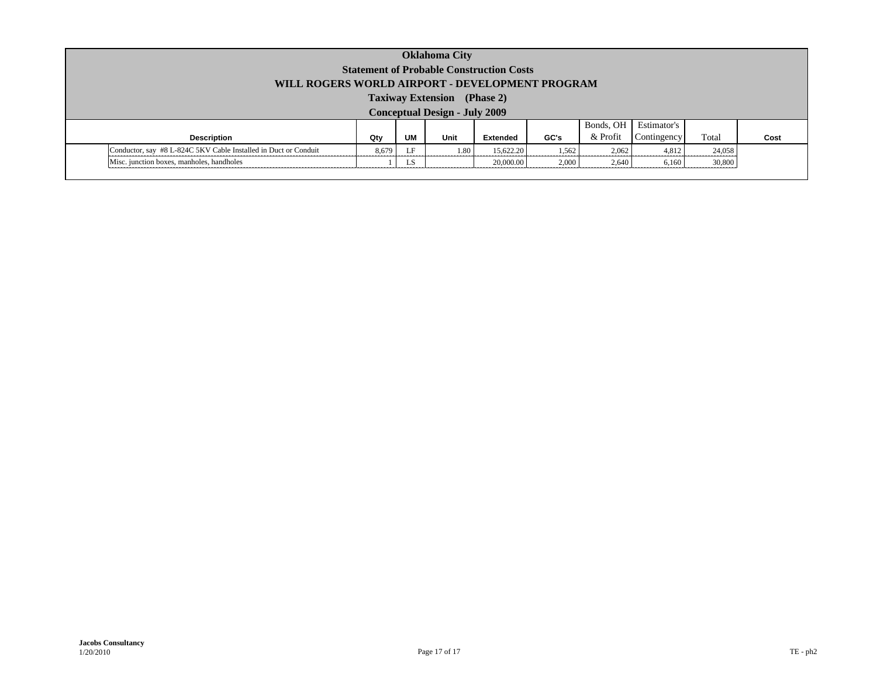# Oklahoma City
## Statement of Probable Construction Costs
## WILL ROGERS WORLD AIRPORT - DEVELOPMENT PROGRAM
### Taxiway Extension (Phase 2)
### Conceptual Design - July 2009

| Description | Qty | UM | Unit | Extended | GC's | Bonds, OH & Profit | Estimator's Contingency | Total | Cost |
|---|---|---|---|---|---|---|---|---|---|
| Conductor, say #8 L-824C 5KV Cable Installed in Duct or Conduit | 8,679 | LF | 1.80 | 15,622.20 | 1,562 | 2,062 | 4,812 | 24,058 | |
| Misc. junction boxes, manholes, handholes | 1 | LS | | 20,000.00 | 2,000 | 2,640 | 6,160 | 30,800 | |

**Jacobs Consultancy**
1/20/2010

TE - ph2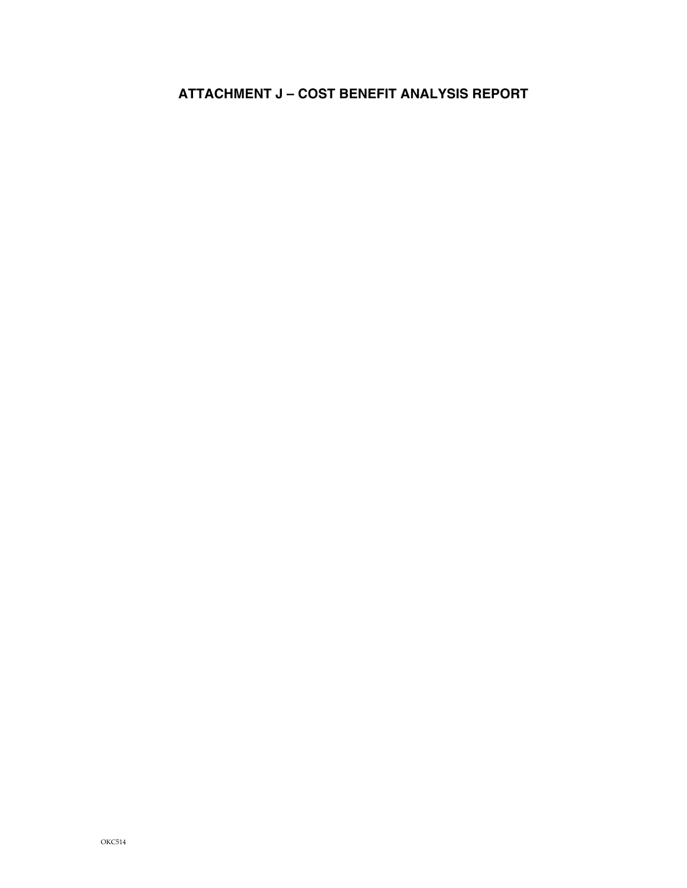# ATTACHMENT J – COST BENEFIT ANALYSIS REPORT

OKC514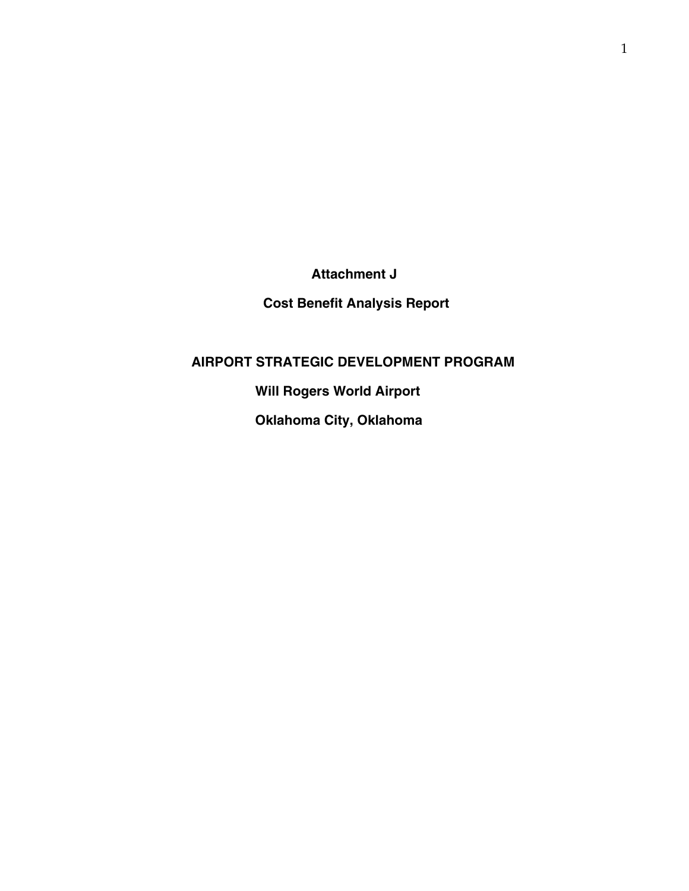**Attachment J**

**Cost Benefit Analysis Report**

# AIRPORT STRATEGIC DEVELOPMENT PROGRAM

**Will Rogers World Airport**

**Oklahoma City, Oklahoma**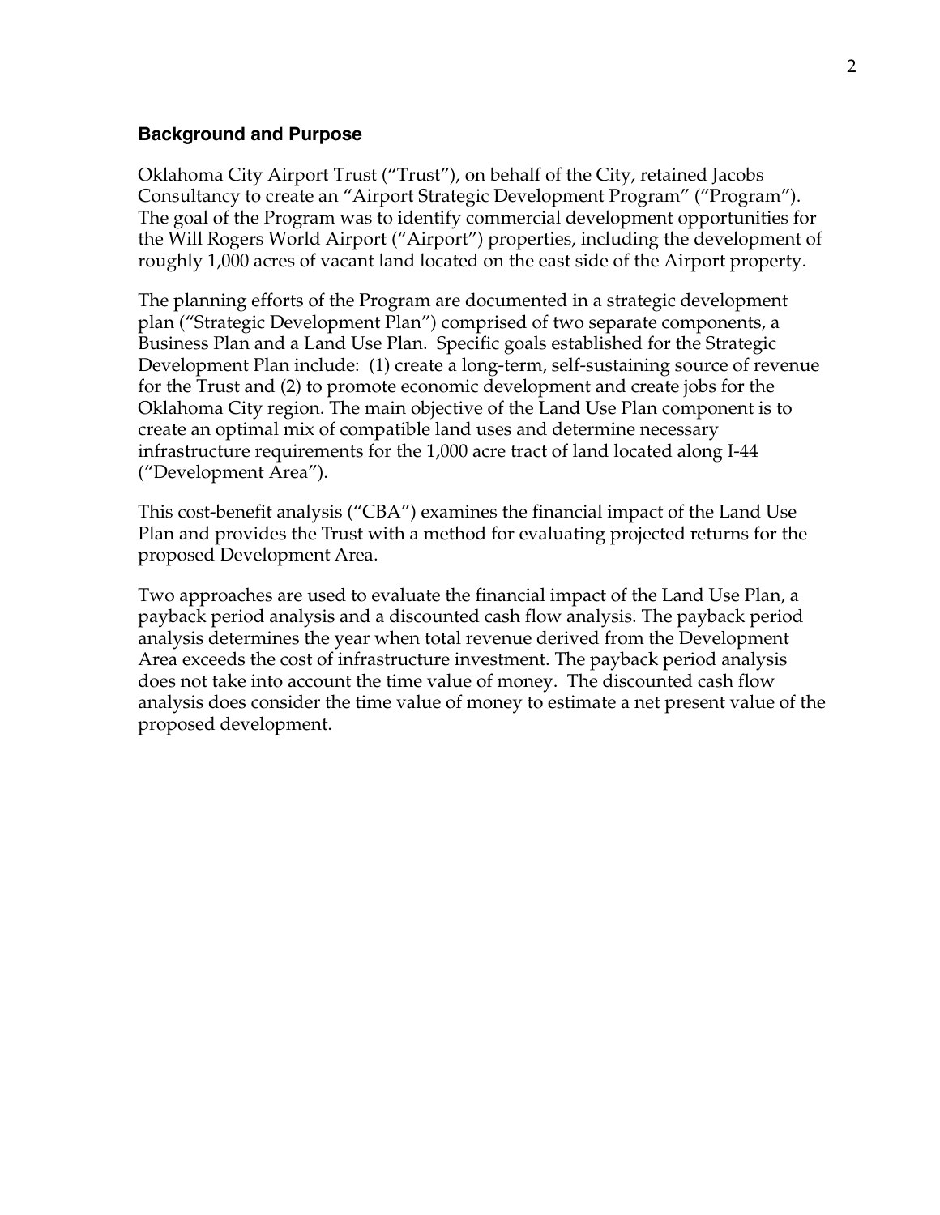## Background and Purpose

Oklahoma City Airport Trust ("Trust"), on behalf of the City, retained Jacobs Consultancy to create an "Airport Strategic Development Program" ("Program"). The goal of the Program was to identify commercial development opportunities for the Will Rogers World Airport ("Airport") properties, including the development of roughly 1,000 acres of vacant land located on the east side of the Airport property.

The planning efforts of the Program are documented in a strategic development plan ("Strategic Development Plan") comprised of two separate components, a Business Plan and a Land Use Plan. Specific goals established for the Strategic Development Plan include: (1) create a long-term, self-sustaining source of revenue for the Trust and (2) to promote economic development and create jobs for the Oklahoma City region. The main objective of the Land Use Plan component is to create an optimal mix of compatible land uses and determine necessary infrastructure requirements for the 1,000 acre tract of land located along I-44 ("Development Area").

This cost-benefit analysis ("CBA") examines the financial impact of the Land Use Plan and provides the Trust with a method for evaluating projected returns for the proposed Development Area.

Two approaches are used to evaluate the financial impact of the Land Use Plan, a payback period analysis and a discounted cash flow analysis. The payback period analysis determines the year when total revenue derived from the Development Area exceeds the cost of infrastructure investment. The payback period analysis does not take into account the time value of money. The discounted cash flow analysis does consider the time value of money to estimate a net present value of the proposed development.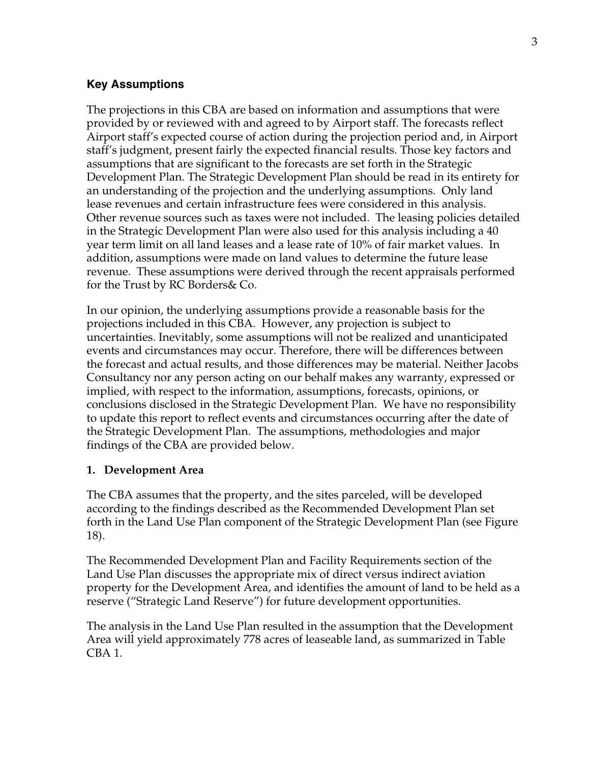### Key Assumptions

The projections in this CBA are based on information and assumptions that were provided by or reviewed with and agreed to by Airport staff. The forecasts reflect Airport staff's expected course of action during the projection period and, in Airport staff's judgment, present fairly the expected financial results. Those key factors and assumptions that are significant to the forecasts are set forth in the Strategic Development Plan. The Strategic Development Plan should be read in its entirety for an understanding of the projection and the underlying assumptions. Only land lease revenues and certain infrastructure fees were considered in this analysis. Other revenue sources such as taxes were not included. The leasing policies detailed in the Strategic Development Plan were also used for this analysis including a 40 year term limit on all land leases and a lease rate of 10% of fair market values. In addition, assumptions were made on land values to determine the future lease revenue. These assumptions were derived through the recent appraisals performed for the Trust by RC Borders& Co.

In our opinion, the underlying assumptions provide a reasonable basis for the projections included in this CBA. However, any projection is subject to uncertainties. Inevitably, some assumptions will not be realized and unanticipated events and circumstances may occur. Therefore, there will be differences between the forecast and actual results, and those differences may be material. Neither Jacobs Consultancy nor any person acting on our behalf makes any warranty, expressed or implied, with respect to the information, assumptions, forecasts, opinions, or conclusions disclosed in the Strategic Development Plan. We have no responsibility to update this report to reflect events and circumstances occurring after the date of the Strategic Development Plan. The assumptions, methodologies and major findings of the CBA are provided below.

**1. Development Area**

The CBA assumes that the property, and the sites parceled, will be developed according to the findings described as the Recommended Development Plan set forth in the Land Use Plan component of the Strategic Development Plan (see Figure 18).

The Recommended Development Plan and Facility Requirements section of the Land Use Plan discusses the appropriate mix of direct versus indirect aviation property for the Development Area, and identifies the amount of land to be held as a reserve ("Strategic Land Reserve") for future development opportunities.

The analysis in the Land Use Plan resulted in the assumption that the Development Area will yield approximately 778 acres of leaseable land, as summarized in Table CBA 1.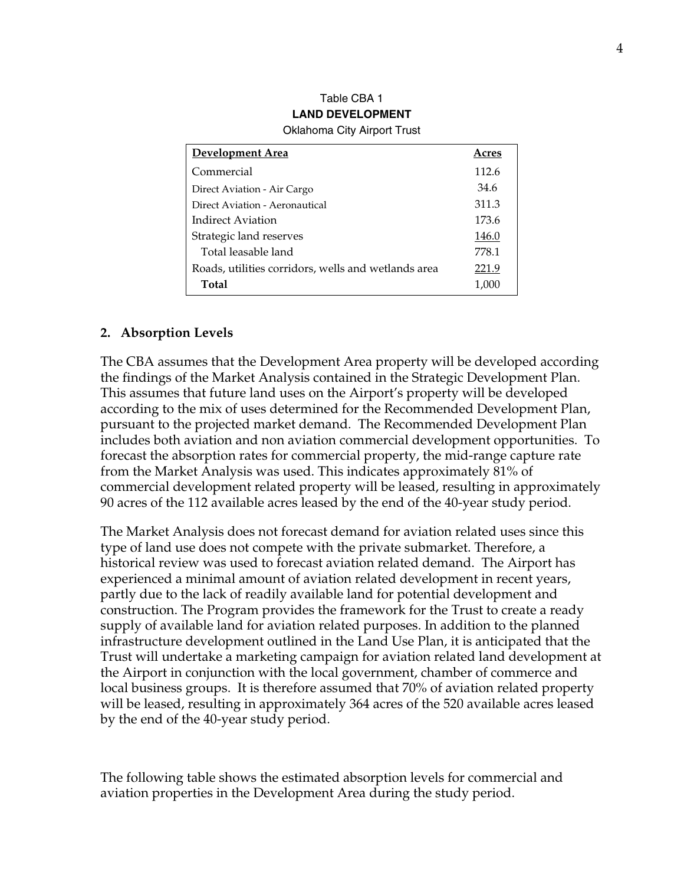Table CBA 1
**LAND DEVELOPMENT**
Oklahoma City Airport Trust

| Development Area | Acres |
|---|---|
| Commercial | 112.6 |
| Direct Aviation - Air Cargo | 34.6 |
| Direct Aviation - Aeronautical | 311.3 |
| Indirect Aviation | 173.6 |
| Strategic land reserves | 146.0 |
| Total leasable land | 778.1 |
| Roads, utilities corridors, wells and wetlands area | 221.9 |
| **Total** | 1,000 |

## 2. Absorption Levels

The CBA assumes that the Development Area property will be developed according the findings of the Market Analysis contained in the Strategic Development Plan. This assumes that future land uses on the Airport's property will be developed according to the mix of uses determined for the Recommended Development Plan, pursuant to the projected market demand. The Recommended Development Plan includes both aviation and non aviation commercial development opportunities. To forecast the absorption rates for commercial property, the mid-range capture rate from the Market Analysis was used. This indicates approximately 81% of commercial development related property will be leased, resulting in approximately 90 acres of the 112 available acres leased by the end of the 40-year study period.

The Market Analysis does not forecast demand for aviation related uses since this type of land use does not compete with the private submarket. Therefore, a historical review was used to forecast aviation related demand. The Airport has experienced a minimal amount of aviation related development in recent years, partly due to the lack of readily available land for potential development and construction. The Program provides the framework for the Trust to create a ready supply of available land for aviation related purposes. In addition to the planned infrastructure development outlined in the Land Use Plan, it is anticipated that the Trust will undertake a marketing campaign for aviation related land development at the Airport in conjunction with the local government, chamber of commerce and local business groups. It is therefore assumed that 70% of aviation related property will be leased, resulting in approximately 364 acres of the 520 available acres leased by the end of the 40-year study period.

The following table shows the estimated absorption levels for commercial and aviation properties in the Development Area during the study period.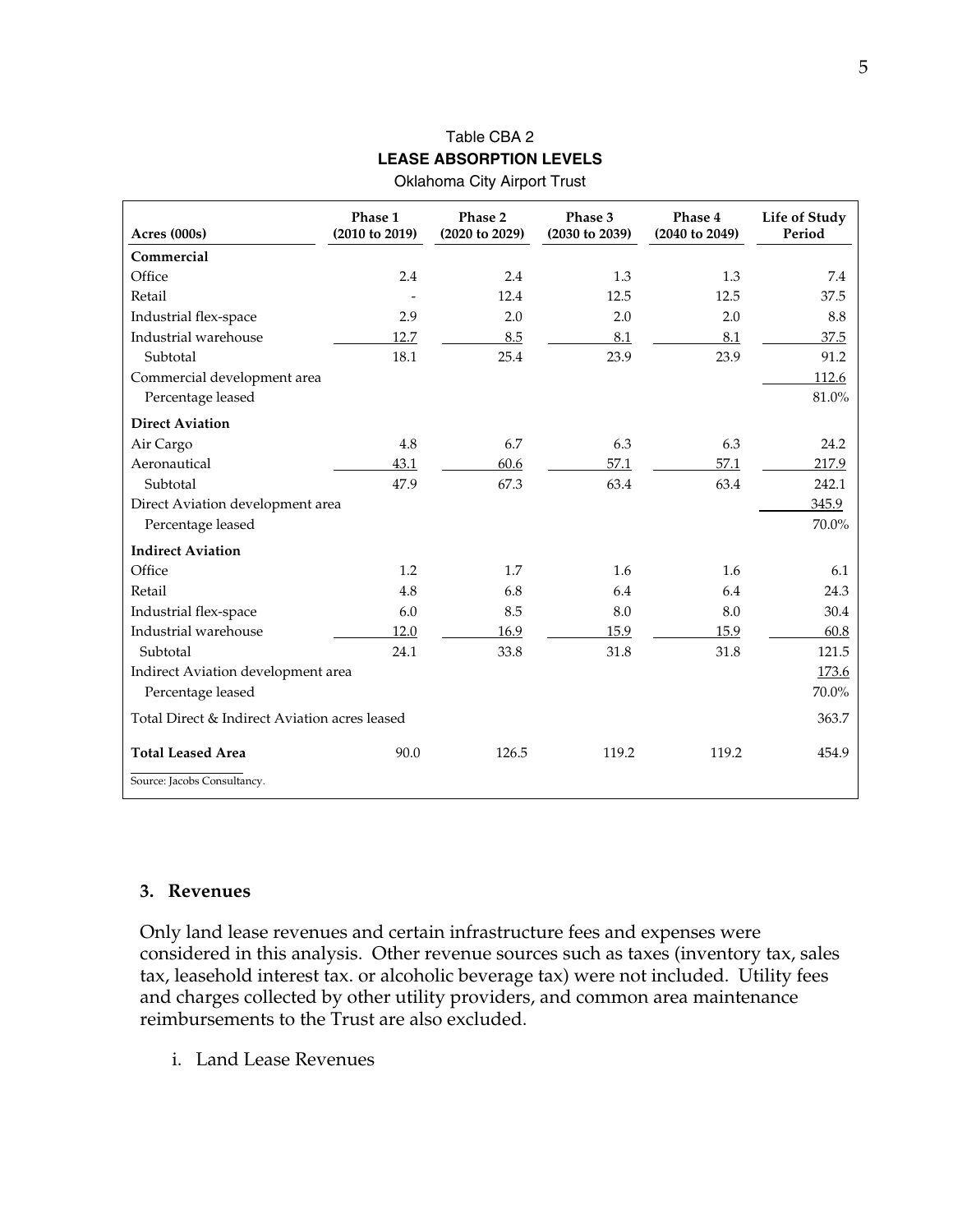Table CBA 2

**LEASE ABSORPTION LEVELS**

Oklahoma City Airport Trust

| Acres (000s) | Phase 1 (2010 to 2019) | Phase 2 (2020 to 2029) | Phase 3 (2030 to 2039) | Phase 4 (2040 to 2049) | Life of Study Period |
|---|---|---|---|---|---|
| **Commercial** | | | | | |
| Office | 2.4 | 2.4 | 1.3 | 1.3 | 7.4 |
| Retail | - | 12.4 | 12.5 | 12.5 | 37.5 |
| Industrial flex-space | 2.9 | 2.0 | 2.0 | 2.0 | 8.8 |
| Industrial warehouse | 12.7 | 8.5 | 8.1 | 8.1 | 37.5 |
| Subtotal | 18.1 | 25.4 | 23.9 | 23.9 | 91.2 |
| Commercial development area | | | | | 112.6 |
| Percentage leased | | | | | 81.0% |
| **Direct Aviation** | | | | | |
| Air Cargo | 4.8 | 6.7 | 6.3 | 6.3 | 24.2 |
| Aeronautical | 43.1 | 60.6 | 57.1 | 57.1 | 217.9 |
| Subtotal | 47.9 | 67.3 | 63.4 | 63.4 | 242.1 |
| Direct Aviation development area | | | | | 345.9 |
| Percentage leased | | | | | 70.0% |
| **Indirect Aviation** | | | | | |
| Office | 1.2 | 1.7 | 1.6 | 1.6 | 6.1 |
| Retail | 4.8 | 6.8 | 6.4 | 6.4 | 24.3 |
| Industrial flex-space | 6.0 | 8.5 | 8.0 | 8.0 | 30.4 |
| Industrial warehouse | 12.0 | 16.9 | 15.9 | 15.9 | 60.8 |
| Subtotal | 24.1 | 33.8 | 31.8 | 31.8 | 121.5 |
| Indirect Aviation development area | | | | | 173.6 |
| Percentage leased | | | | | 70.0% |
| Total Direct & Indirect Aviation acres leased | | | | | 363.7 |
| **Total Leased Area** | 90.0 | 126.5 | 119.2 | 119.2 | 454.9 |

Source: Jacobs Consultancy.

### 3. Revenues

Only land lease revenues and certain infrastructure fees and expenses were considered in this analysis. Other revenue sources such as taxes (inventory tax, sales tax, leasehold interest tax. or alcoholic beverage tax) were not included. Utility fees and charges collected by other utility providers, and common area maintenance reimbursements to the Trust are also excluded.

i. Land Lease Revenues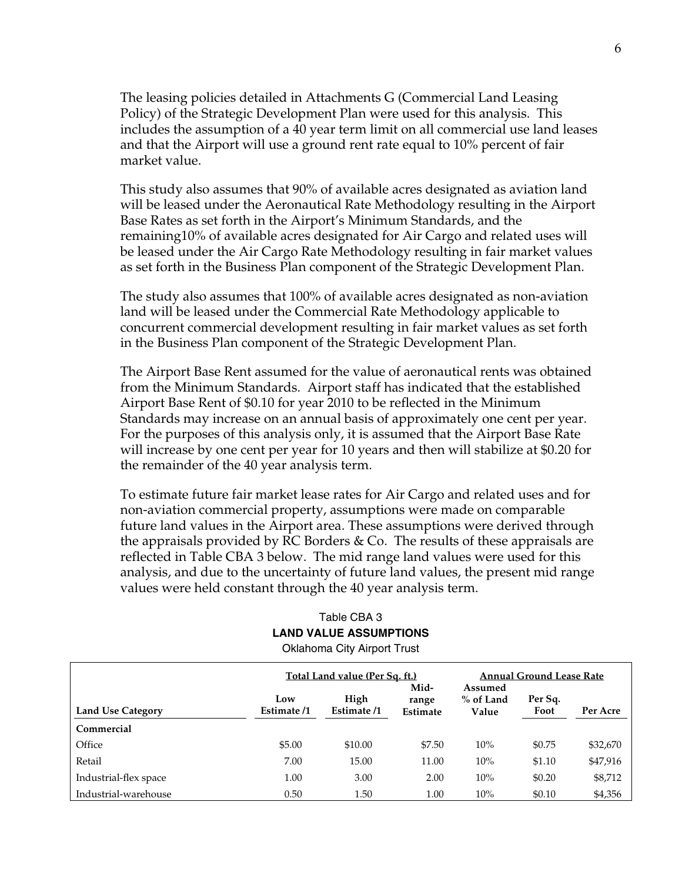The leasing policies detailed in Attachments G (Commercial Land Leasing Policy) of the Strategic Development Plan were used for this analysis. This includes the assumption of a 40 year term limit on all commercial use land leases and that the Airport will use a ground rent rate equal to 10% percent of fair market value.

This study also assumes that 90% of available acres designated as aviation land will be leased under the Aeronautical Rate Methodology resulting in the Airport Base Rates as set forth in the Airport's Minimum Standards, and the remaining10% of available acres designated for Air Cargo and related uses will be leased under the Air Cargo Rate Methodology resulting in fair market values as set forth in the Business Plan component of the Strategic Development Plan.

The study also assumes that 100% of available acres designated as non-aviation land will be leased under the Commercial Rate Methodology applicable to concurrent commercial development resulting in fair market values as set forth in the Business Plan component of the Strategic Development Plan.

The Airport Base Rent assumed for the value of aeronautical rents was obtained from the Minimum Standards. Airport staff has indicated that the established Airport Base Rent of $0.10 for year 2010 to be reflected in the Minimum Standards may increase on an annual basis of approximately one cent per year. For the purposes of this analysis only, it is assumed that the Airport Base Rate will increase by one cent per year for 10 years and then will stabilize at $0.20 for the remainder of the 40 year analysis term.

To estimate future fair market lease rates for Air Cargo and related uses and for non-aviation commercial property, assumptions were made on comparable future land values in the Airport area. These assumptions were derived through the appraisals provided by RC Borders & Co. The results of these appraisals are reflected in Table CBA 3 below. The mid range land values were used for this analysis, and due to the uncertainty of future land values, the present mid range values were held constant through the 40 year analysis term.

Table CBA 3

**LAND VALUE ASSUMPTIONS**

Oklahoma City Airport Trust

| | Total Land value (Per Sq. ft.) | | | Annual Ground Lease Rate | | |
|---|---|---|---|---|---|---|
| **Land Use Category** | **Low Estimate /1** | **High Estimate /1** | **Mid-range Estimate** | **Assumed % of Land Value** | **Per Sq. Foot** | **Per Acre** |
| **Commercial** | | | | | | |
| Office | $5.00 | $10.00 | $7.50 | 10% | $0.75 | $32,670 |
| Retail | 7.00 | 15.00 | 11.00 | 10% | $1.10 | $47,916 |
| Industrial-flex space | 1.00 | 3.00 | 2.00 | 10% | $0.20 | $8,712 |
| Industrial-warehouse | 0.50 | 1.50 | 1.00 | 10% | $0.10 | $4,356 |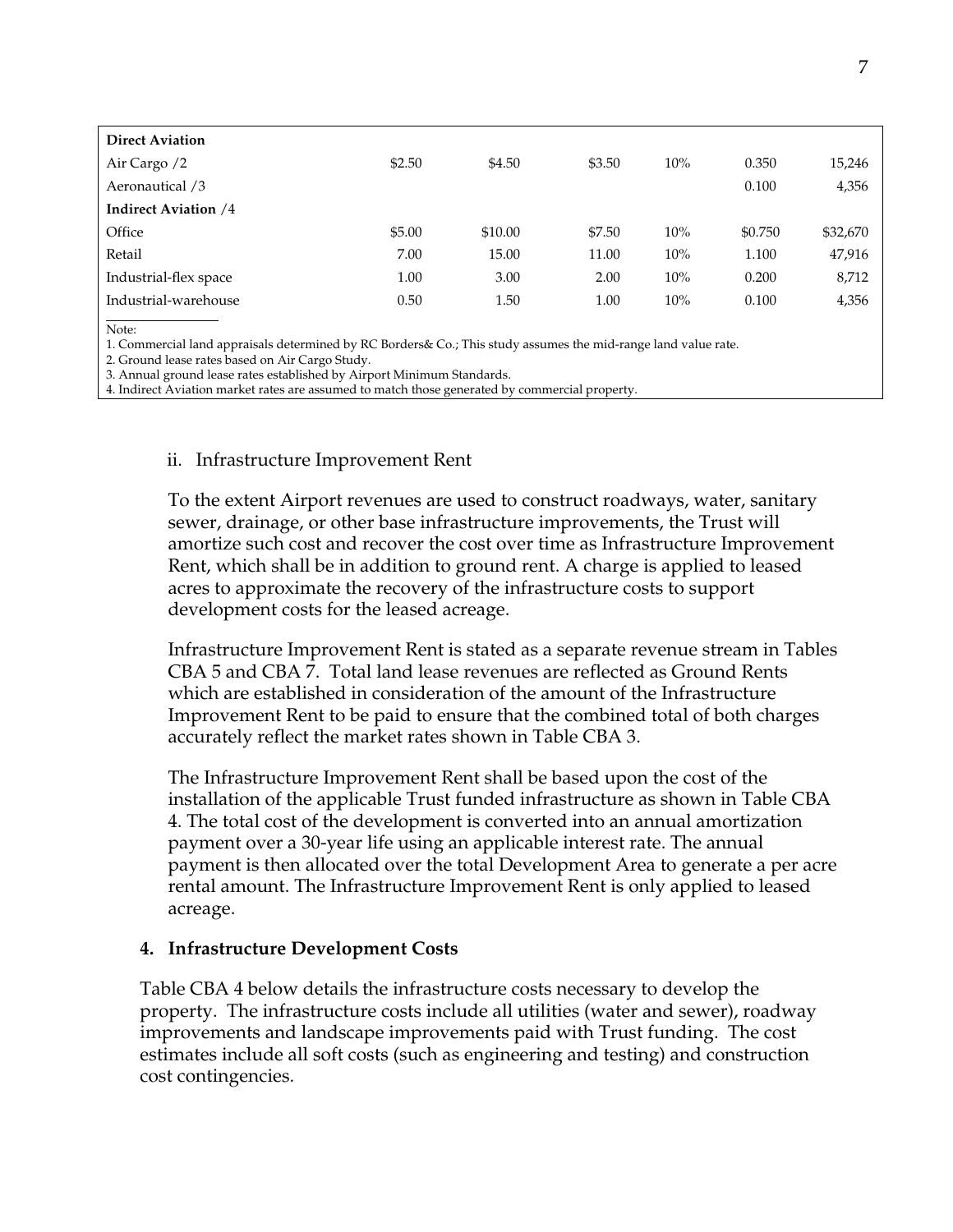| | | | | | | |
|---|---|---|---|---|---|---|
| **Direct Aviation** | | | | | | |
| Air Cargo /2 | $2.50 | $4.50 | $3.50 | 10% | 0.350 | 15,246 |
| Aeronautical /3 | | | | | 0.100 | 4,356 |
| **Indirect Aviation** /4 | | | | | | |
| Office | $5.00 | $10.00 | $7.50 | 10% | $0.750 | $32,670 |
| Retail | 7.00 | 15.00 | 11.00 | 10% | 1.100 | 47,916 |
| Industrial-flex space | 1.00 | 3.00 | 2.00 | 10% | 0.200 | 8,712 |
| Industrial-warehouse | 0.50 | 1.50 | 1.00 | 10% | 0.100 | 4,356 |

Note:
1. Commercial land appraisals determined by RC Borders& Co.; This study assumes the mid-range land value rate.
2. Ground lease rates based on Air Cargo Study.
3. Annual ground lease rates established by Airport Minimum Standards.
4. Indirect Aviation market rates are assumed to match those generated by commercial property.

ii. Infrastructure Improvement Rent

To the extent Airport revenues are used to construct roadways, water, sanitary sewer, drainage, or other base infrastructure improvements, the Trust will amortize such cost and recover the cost over time as Infrastructure Improvement Rent, which shall be in addition to ground rent. A charge is applied to leased acres to approximate the recovery of the infrastructure costs to support development costs for the leased acreage.

Infrastructure Improvement Rent is stated as a separate revenue stream in Tables CBA 5 and CBA 7. Total land lease revenues are reflected as Ground Rents which are established in consideration of the amount of the Infrastructure Improvement Rent to be paid to ensure that the combined total of both charges accurately reflect the market rates shown in Table CBA 3.

The Infrastructure Improvement Rent shall be based upon the cost of the installation of the applicable Trust funded infrastructure as shown in Table CBA 4. The total cost of the development is converted into an annual amortization payment over a 30-year life using an applicable interest rate. The annual payment is then allocated over the total Development Area to generate a per acre rental amount. The Infrastructure Improvement Rent is only applied to leased acreage.

### 4. Infrastructure Development Costs

Table CBA 4 below details the infrastructure costs necessary to develop the property. The infrastructure costs include all utilities (water and sewer), roadway improvements and landscape improvements paid with Trust funding. The cost estimates include all soft costs (such as engineering and testing) and construction cost contingencies.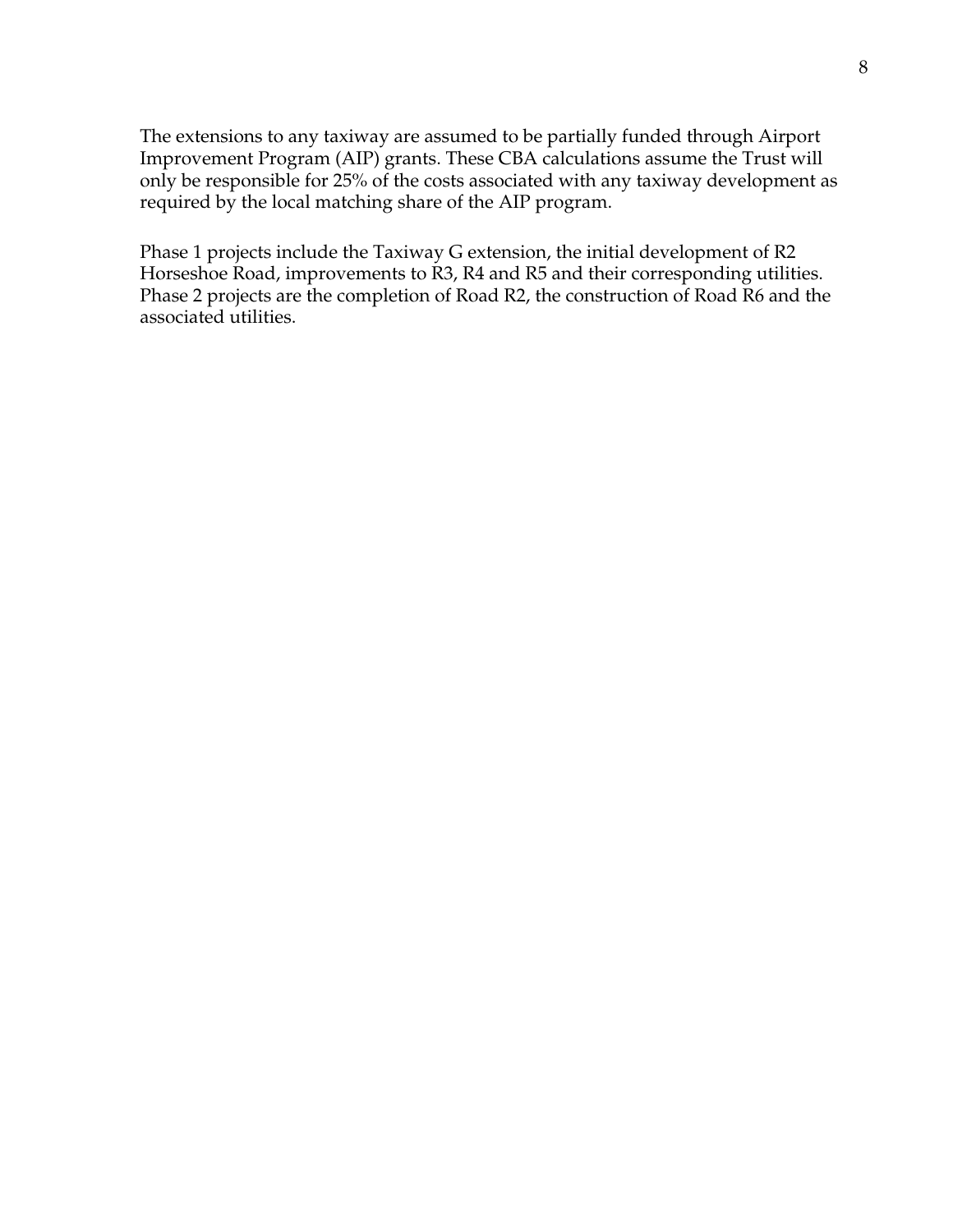The extensions to any taxiway are assumed to be partially funded through Airport Improvement Program (AIP) grants. These CBA calculations assume the Trust will only be responsible for 25% of the costs associated with any taxiway development as required by the local matching share of the AIP program.

Phase 1 projects include the Taxiway G extension, the initial development of R2 Horseshoe Road, improvements to R3, R4 and R5 and their corresponding utilities. Phase 2 projects are the completion of Road R2, the construction of Road R6 and the associated utilities.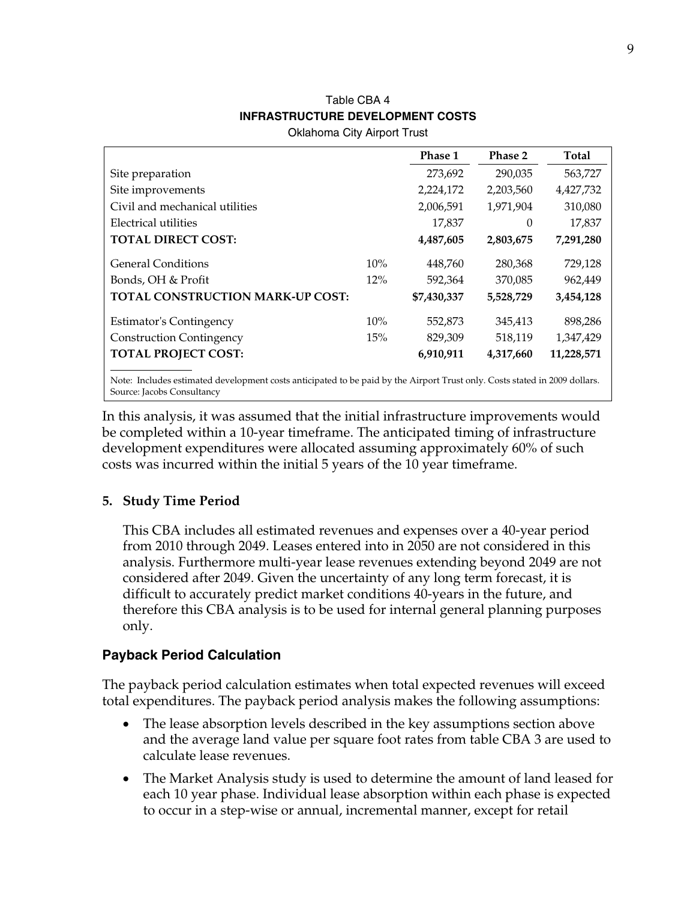Table CBA 4
**INFRASTRUCTURE DEVELOPMENT COSTS**
Oklahoma City Airport Trust

| | | Phase 1 | Phase 2 | Total |
|---|---|---|---|---|
| Site preparation | | 273,692 | 290,035 | 563,727 |
| Site improvements | | 2,224,172 | 2,203,560 | 4,427,732 |
| Civil and mechanical utilities | | 2,006,591 | 1,971,904 | 310,080 |
| Electrical utilities | | 17,837 | 0 | 17,837 |
| **TOTAL DIRECT COST:** | | **4,487,605** | **2,803,675** | **7,291,280** |
| General Conditions | 10% | 448,760 | 280,368 | 729,128 |
| Bonds, OH & Profit | 12% | 592,364 | 370,085 | 962,449 |
| **TOTAL CONSTRUCTION MARK-UP COST:** | | **$7,430,337** | **5,528,729** | **3,454,128** |
| Estimator's Contingency | 10% | 552,873 | 345,413 | 898,286 |
| Construction Contingency | 15% | 829,309 | 518,119 | 1,347,429 |
| **TOTAL PROJECT COST:** | | **6,910,911** | **4,317,660** | **11,228,571** |

Note: Includes estimated development costs anticipated to be paid by the Airport Trust only. Costs stated in 2009 dollars.
Source: Jacobs Consultancy

In this analysis, it was assumed that the initial infrastructure improvements would be completed within a 10-year timeframe. The anticipated timing of infrastructure development expenditures were allocated assuming approximately 60% of such costs was incurred within the initial 5 years of the 10 year timeframe.

**5. Study Time Period**

This CBA includes all estimated revenues and expenses over a 40-year period from 2010 through 2049. Leases entered into in 2050 are not considered in this analysis. Furthermore multi-year lease revenues extending beyond 2049 are not considered after 2049. Given the uncertainty of any long term forecast, it is difficult to accurately predict market conditions 40-years in the future, and therefore this CBA analysis is to be used for internal general planning purposes only.

## Payback Period Calculation

The payback period calculation estimates when total expected revenues will exceed total expenditures. The payback period analysis makes the following assumptions:

- The lease absorption levels described in the key assumptions section above and the average land value per square foot rates from table CBA 3 are used to calculate lease revenues.
- The Market Analysis study is used to determine the amount of land leased for each 10 year phase. Individual lease absorption within each phase is expected to occur in a step-wise or annual, incremental manner, except for retail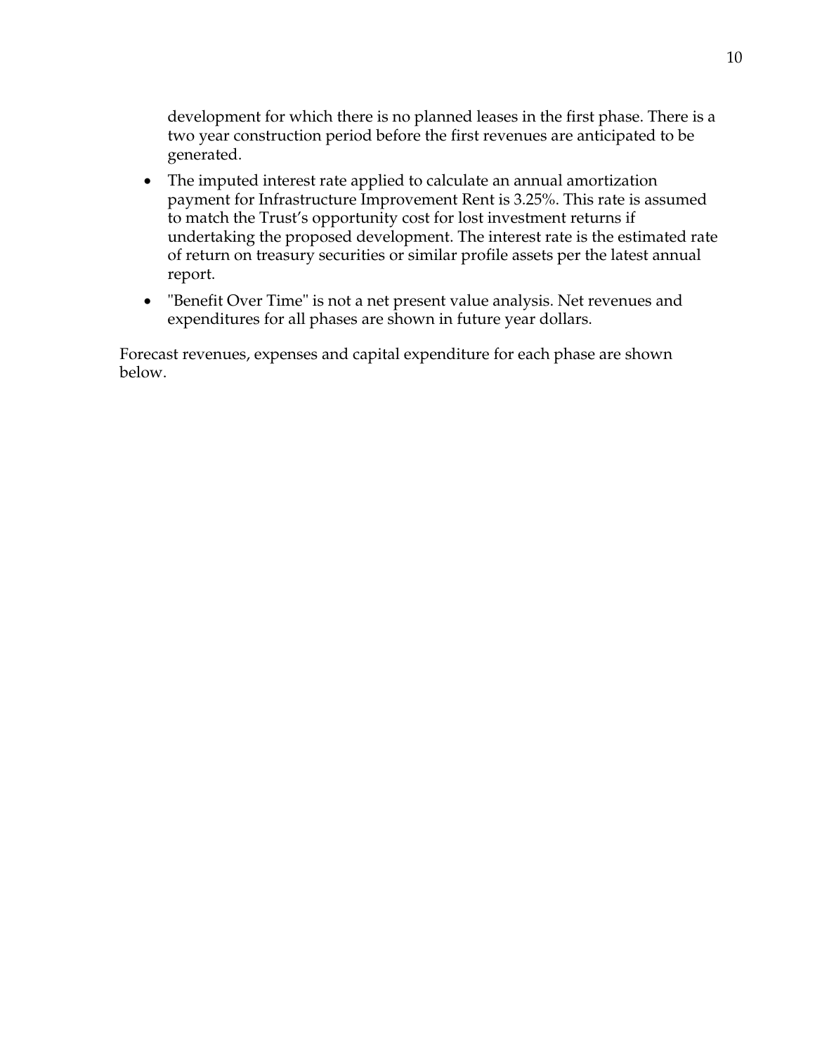development for which there is no planned leases in the first phase. There is a two year construction period before the first revenues are anticipated to be generated.

- The imputed interest rate applied to calculate an annual amortization payment for Infrastructure Improvement Rent is 3.25%. This rate is assumed to match the Trust's opportunity cost for lost investment returns if undertaking the proposed development. The interest rate is the estimated rate of return on treasury securities or similar profile assets per the latest annual report.
- "Benefit Over Time" is not a net present value analysis. Net revenues and expenditures for all phases are shown in future year dollars.

Forecast revenues, expenses and capital expenditure for each phase are shown below.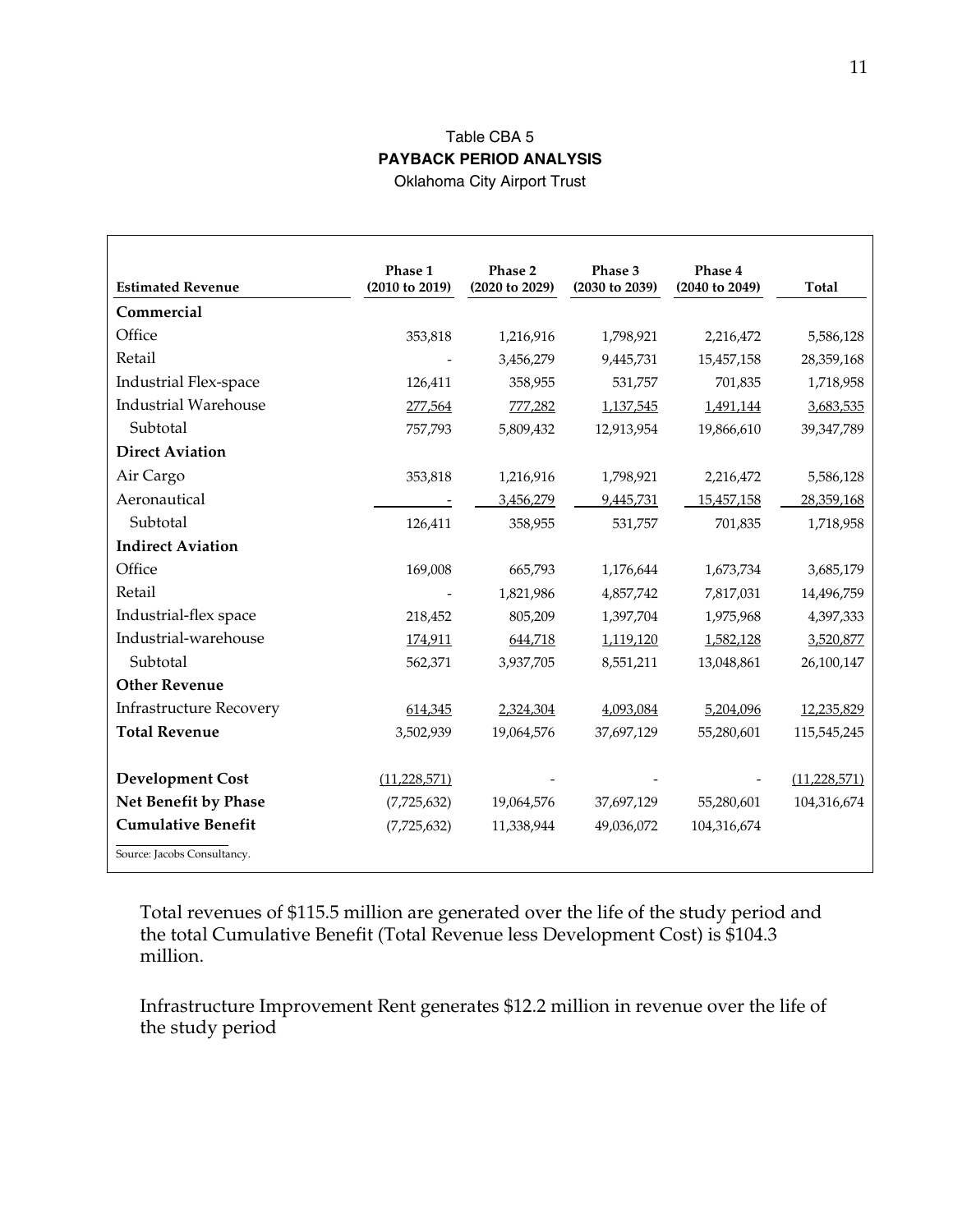Table CBA 5

**PAYBACK PERIOD ANALYSIS**

Oklahoma City Airport Trust

| Estimated Revenue | Phase 1 (2010 to 2019) | Phase 2 (2020 to 2029) | Phase 3 (2030 to 2039) | Phase 4 (2040 to 2049) | Total |
|---|---|---|---|---|---|
| **Commercial** | | | | | |
| Office | 353,818 | 1,216,916 | 1,798,921 | 2,216,472 | 5,586,128 |
| Retail | - | 3,456,279 | 9,445,731 | 15,457,158 | 28,359,168 |
| Industrial Flex-space | 126,411 | 358,955 | 531,757 | 701,835 | 1,718,958 |
| Industrial Warehouse | 277,564 | 777,282 | 1,137,545 | 1,491,144 | 3,683,535 |
| Subtotal | 757,793 | 5,809,432 | 12,913,954 | 19,866,610 | 39,347,789 |
| **Direct Aviation** | | | | | |
| Air Cargo | 353,818 | 1,216,916 | 1,798,921 | 2,216,472 | 5,586,128 |
| Aeronautical | - | 3,456,279 | 9,445,731 | 15,457,158 | 28,359,168 |
| Subtotal | 126,411 | 358,955 | 531,757 | 701,835 | 1,718,958 |
| **Indirect Aviation** | | | | | |
| Office | 169,008 | 665,793 | 1,176,644 | 1,673,734 | 3,685,179 |
| Retail | - | 1,821,986 | 4,857,742 | 7,817,031 | 14,496,759 |
| Industrial-flex space | 218,452 | 805,209 | 1,397,704 | 1,975,968 | 4,397,333 |
| Industrial-warehouse | 174,911 | 644,718 | 1,119,120 | 1,582,128 | 3,520,877 |
| Subtotal | 562,371 | 3,937,705 | 8,551,211 | 13,048,861 | 26,100,147 |
| **Other Revenue** | | | | | |
| Infrastructure Recovery | 614,345 | 2,324,304 | 4,093,084 | 5,204,096 | 12,235,829 |
| **Total Revenue** | 3,502,939 | 19,064,576 | 37,697,129 | 55,280,601 | 115,545,245 |
| | | | | | |
| **Development Cost** | (11,228,571) | - | - | - | (11,228,571) |
| **Net Benefit by Phase** | (7,725,632) | 19,064,576 | 37,697,129 | 55,280,601 | 104,316,674 |
| **Cumulative Benefit** | (7,725,632) | 11,338,944 | 49,036,072 | 104,316,674 | |

Source: Jacobs Consultancy.

Total revenues of $115.5 million are generated over the life of the study period and the total Cumulative Benefit (Total Revenue less Development Cost) is $104.3 million.

Infrastructure Improvement Rent generates $12.2 million in revenue over the life of the study period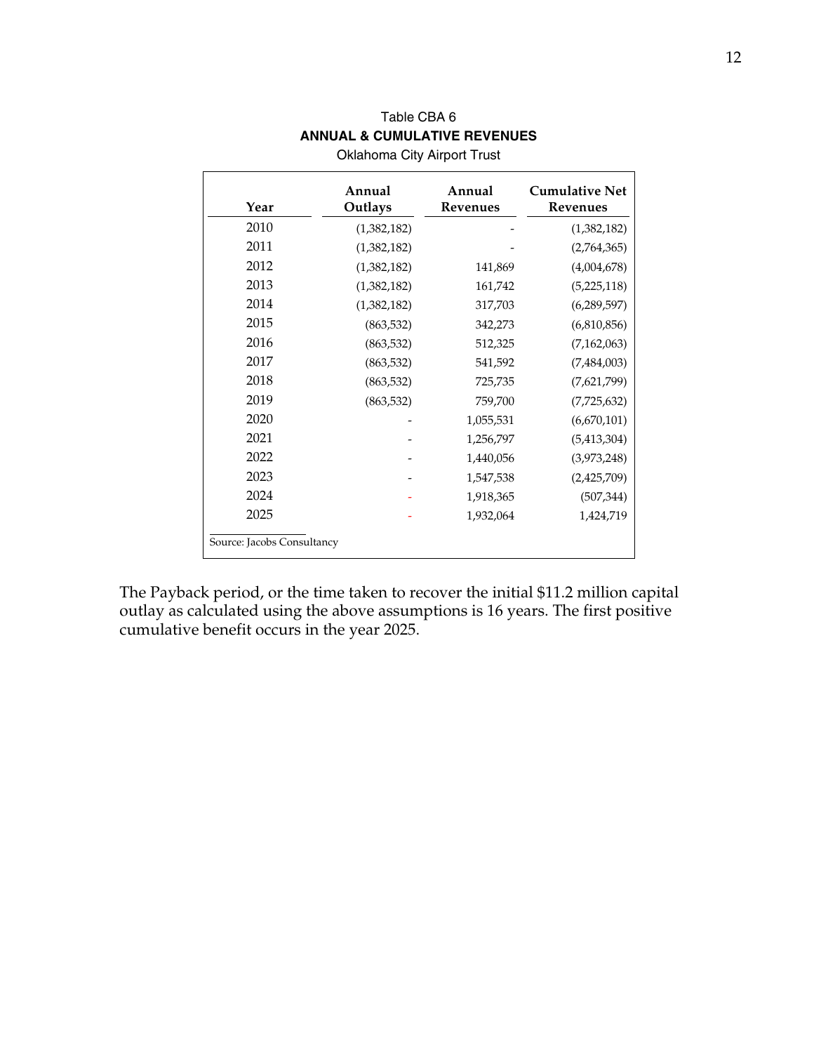Table CBA 6

**ANNUAL & CUMULATIVE REVENUES**

Oklahoma City Airport Trust

| Year | Annual Outlays | Annual Revenues | Cumulative Net Revenues |
|---|---|---|---|
| 2010 | (1,382,182) | - | (1,382,182) |
| 2011 | (1,382,182) | - | (2,764,365) |
| 2012 | (1,382,182) | 141,869 | (4,004,678) |
| 2013 | (1,382,182) | 161,742 | (5,225,118) |
| 2014 | (1,382,182) | 317,703 | (6,289,597) |
| 2015 | (863,532) | 342,273 | (6,810,856) |
| 2016 | (863,532) | 512,325 | (7,162,063) |
| 2017 | (863,532) | 541,592 | (7,484,003) |
| 2018 | (863,532) | 725,735 | (7,621,799) |
| 2019 | (863,532) | 759,700 | (7,725,632) |
| 2020 | - | 1,055,531 | (6,670,101) |
| 2021 | - | 1,256,797 | (5,413,304) |
| 2022 | - | 1,440,056 | (3,973,248) |
| 2023 | - | 1,547,538 | (2,425,709) |
| 2024 | - | 1,918,365 | (507,344) |
| 2025 | - | 1,932,064 | 1,424,719 |

Source: Jacobs Consultancy

The Payback period, or the time taken to recover the initial $11.2 million capital outlay as calculated using the above assumptions is 16 years. The first positive cumulative benefit occurs in the year 2025.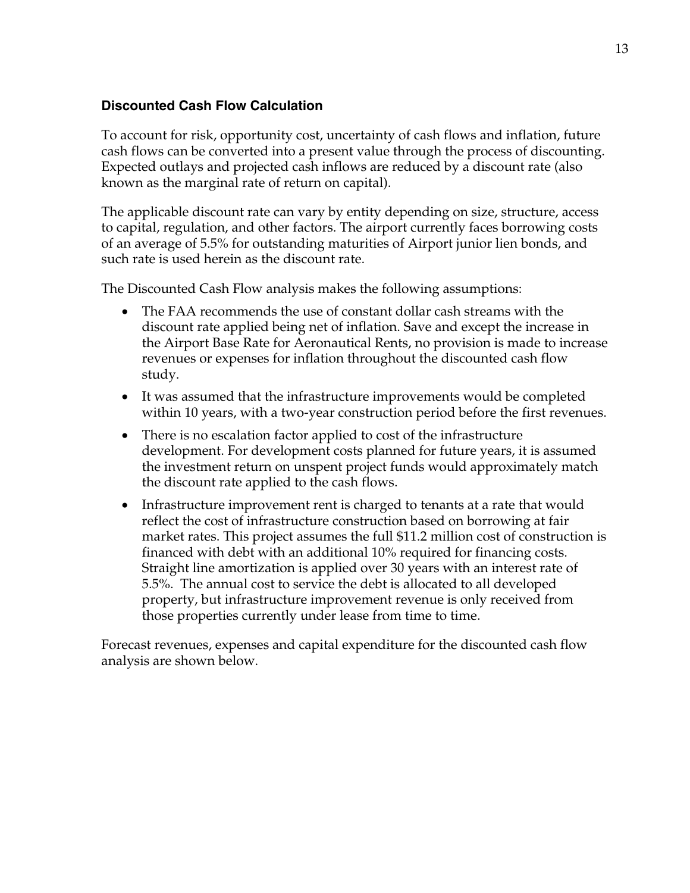### Discounted Cash Flow Calculation

To account for risk, opportunity cost, uncertainty of cash flows and inflation, future cash flows can be converted into a present value through the process of discounting. Expected outlays and projected cash inflows are reduced by a discount rate (also known as the marginal rate of return on capital).

The applicable discount rate can vary by entity depending on size, structure, access to capital, regulation, and other factors. The airport currently faces borrowing costs of an average of 5.5% for outstanding maturities of Airport junior lien bonds, and such rate is used herein as the discount rate.

The Discounted Cash Flow analysis makes the following assumptions:

- The FAA recommends the use of constant dollar cash streams with the discount rate applied being net of inflation. Save and except the increase in the Airport Base Rate for Aeronautical Rents, no provision is made to increase revenues or expenses for inflation throughout the discounted cash flow study.
- It was assumed that the infrastructure improvements would be completed within 10 years, with a two-year construction period before the first revenues.
- There is no escalation factor applied to cost of the infrastructure development. For development costs planned for future years, it is assumed the investment return on unspent project funds would approximately match the discount rate applied to the cash flows.
- Infrastructure improvement rent is charged to tenants at a rate that would reflect the cost of infrastructure construction based on borrowing at fair market rates. This project assumes the full $11.2 million cost of construction is financed with debt with an additional 10% required for financing costs. Straight line amortization is applied over 30 years with an interest rate of 5.5%. The annual cost to service the debt is allocated to all developed property, but infrastructure improvement revenue is only received from those properties currently under lease from time to time.

Forecast revenues, expenses and capital expenditure for the discounted cash flow analysis are shown below.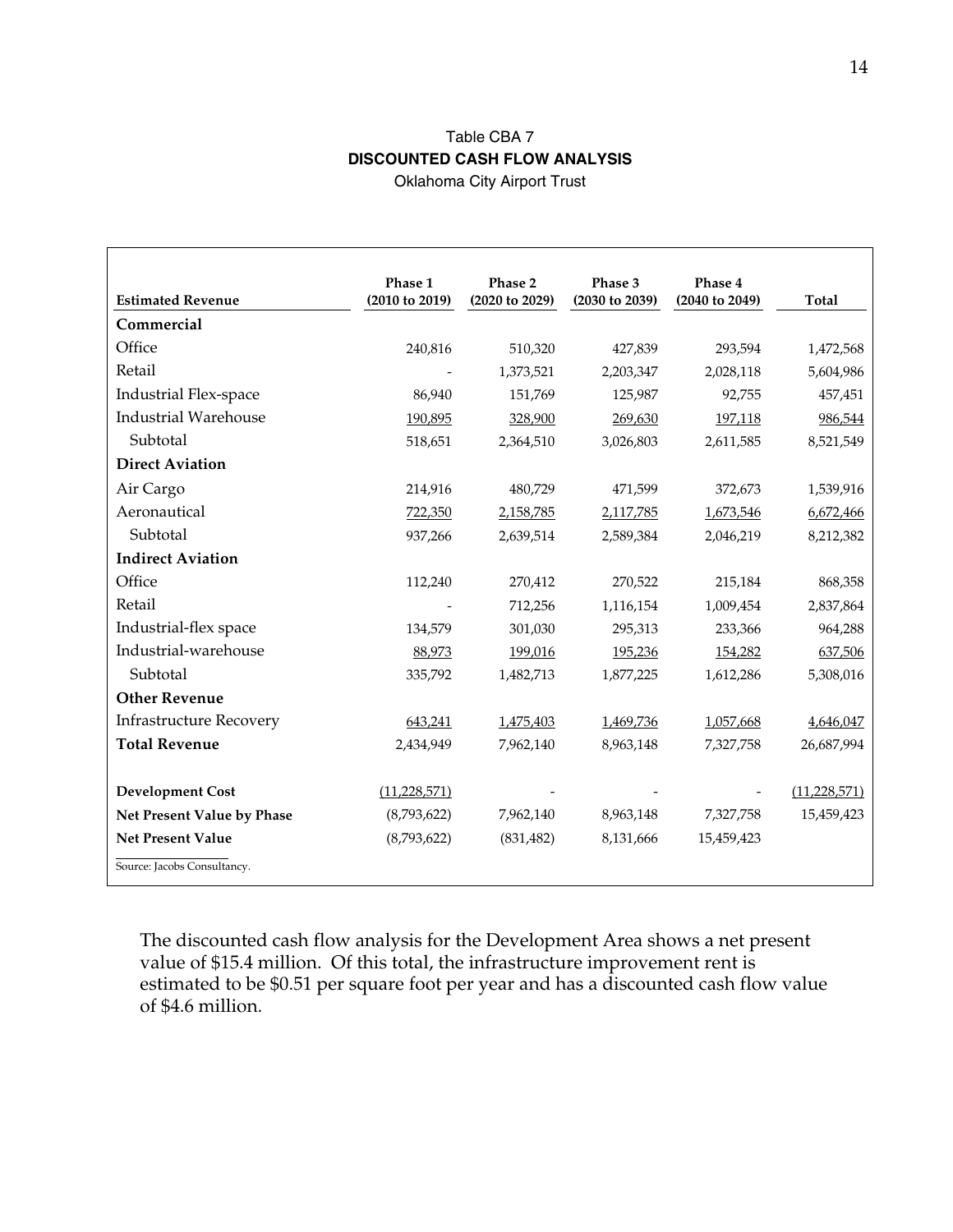Table CBA 7

**DISCOUNTED CASH FLOW ANALYSIS**

Oklahoma City Airport Trust

| Estimated Revenue | Phase 1 (2010 to 2019) | Phase 2 (2020 to 2029) | Phase 3 (2030 to 2039) | Phase 4 (2040 to 2049) | Total |
|---|---|---|---|---|---|
| **Commercial** | | | | | |
| Office | 240,816 | 510,320 | 427,839 | 293,594 | 1,472,568 |
| Retail | - | 1,373,521 | 2,203,347 | 2,028,118 | 5,604,986 |
| Industrial Flex-space | 86,940 | 151,769 | 125,987 | 92,755 | 457,451 |
| Industrial Warehouse | 190,895 | 328,900 | 269,630 | 197,118 | 986,544 |
| Subtotal | 518,651 | 2,364,510 | 3,026,803 | 2,611,585 | 8,521,549 |
| **Direct Aviation** | | | | | |
| Air Cargo | 214,916 | 480,729 | 471,599 | 372,673 | 1,539,916 |
| Aeronautical | 722,350 | 2,158,785 | 2,117,785 | 1,673,546 | 6,672,466 |
| Subtotal | 937,266 | 2,639,514 | 2,589,384 | 2,046,219 | 8,212,382 |
| **Indirect Aviation** | | | | | |
| Office | 112,240 | 270,412 | 270,522 | 215,184 | 868,358 |
| Retail | - | 712,256 | 1,116,154 | 1,009,454 | 2,837,864 |
| Industrial-flex space | 134,579 | 301,030 | 295,313 | 233,366 | 964,288 |
| Industrial-warehouse | 88,973 | 199,016 | 195,236 | 154,282 | 637,506 |
| Subtotal | 335,792 | 1,482,713 | 1,877,225 | 1,612,286 | 5,308,016 |
| **Other Revenue** | | | | | |
| Infrastructure Recovery | 643,241 | 1,475,403 | 1,469,736 | 1,057,668 | 4,646,047 |
| **Total Revenue** | 2,434,949 | 7,962,140 | 8,963,148 | 7,327,758 | 26,687,994 |
| **Development Cost** | (11,228,571) | - | - | - | (11,228,571) |
| **Net Present Value by Phase** | (8,793,622) | 7,962,140 | 8,963,148 | 7,327,758 | 15,459,423 |
| **Net Present Value** | (8,793,622) | (831,482) | 8,131,666 | 15,459,423 | |

Source: Jacobs Consultancy.

The discounted cash flow analysis for the Development Area shows a net present value of $15.4 million. Of this total, the infrastructure improvement rent is estimated to be $0.51 per square foot per year and has a discounted cash flow value of $4.6 million.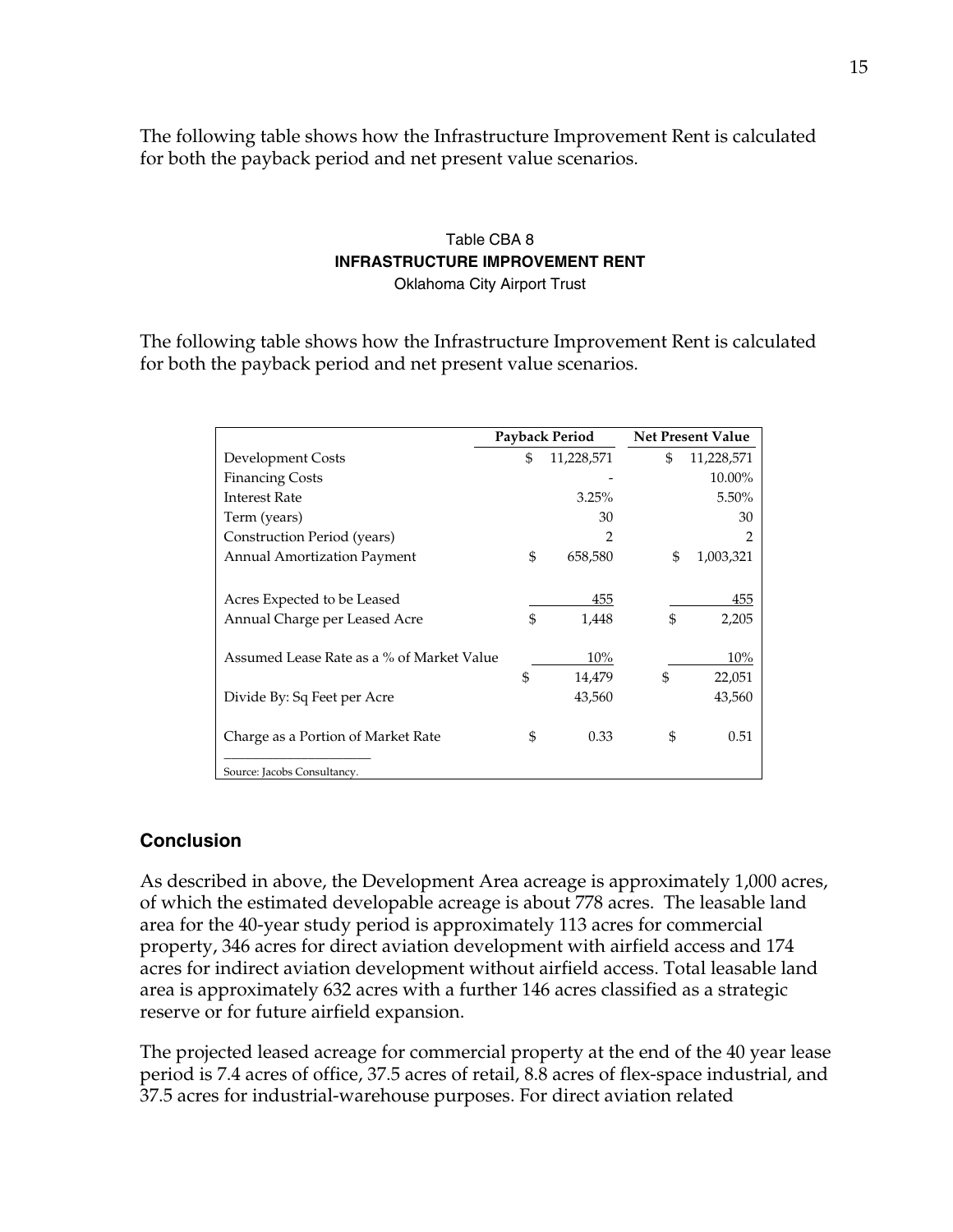The following table shows how the Infrastructure Improvement Rent is calculated for both the payback period and net present value scenarios.

Table CBA 8
**INFRASTRUCTURE IMPROVEMENT RENT**
Oklahoma City Airport Trust

The following table shows how the Infrastructure Improvement Rent is calculated for both the payback period and net present value scenarios.

| | Payback Period | Net Present Value |
|---|---|---|
| Development Costs | $ 11,228,571 | $ 11,228,571 |
| Financing Costs | - | 10.00% |
| Interest Rate | 3.25% | 5.50% |
| Term (years) | 30 | 30 |
| Construction Period (years) | 2 | 2 |
| Annual Amortization Payment | $ 658,580 | $ 1,003,321 |
| Acres Expected to be Leased | 455 | 455 |
| Annual Charge per Leased Acre | $ 1,448 | $ 2,205 |
| Assumed Lease Rate as a % of Market Value | 10% | 10% |
| | $ 14,479 | $ 22,051 |
| Divide By: Sq Feet per Acre | 43,560 | 43,560 |
| Charge as a Portion of Market Rate | $ 0.33 | $ 0.51 |

Source: Jacobs Consultancy.

## Conclusion

As described in above, the Development Area acreage is approximately 1,000 acres, of which the estimated developable acreage is about 778 acres. The leasable land area for the 40-year study period is approximately 113 acres for commercial property, 346 acres for direct aviation development with airfield access and 174 acres for indirect aviation development without airfield access. Total leasable land area is approximately 632 acres with a further 146 acres classified as a strategic reserve or for future airfield expansion.

The projected leased acreage for commercial property at the end of the 40 year lease period is 7.4 acres of office, 37.5 acres of retail, 8.8 acres of flex-space industrial, and 37.5 acres for industrial-warehouse purposes. For direct aviation related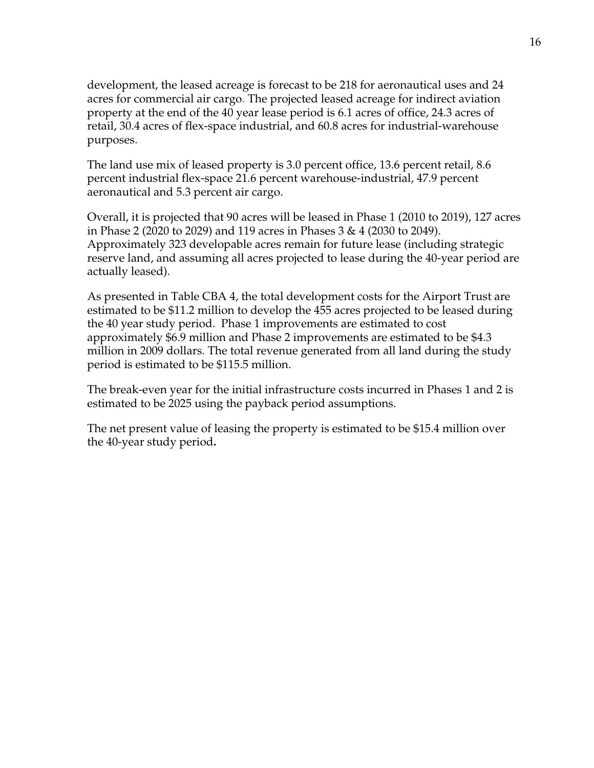development, the leased acreage is forecast to be 218 for aeronautical uses and 24 acres for commercial air cargo. The projected leased acreage for indirect aviation property at the end of the 40 year lease period is 6.1 acres of office, 24.3 acres of retail, 30.4 acres of flex-space industrial, and 60.8 acres for industrial-warehouse purposes.

The land use mix of leased property is 3.0 percent office, 13.6 percent retail, 8.6 percent industrial flex-space 21.6 percent warehouse-industrial, 47.9 percent aeronautical and 5.3 percent air cargo.

Overall, it is projected that 90 acres will be leased in Phase 1 (2010 to 2019), 127 acres in Phase 2 (2020 to 2029) and 119 acres in Phases 3 & 4 (2030 to 2049). Approximately 323 developable acres remain for future lease (including strategic reserve land, and assuming all acres projected to lease during the 40-year period are actually leased).

As presented in Table CBA 4, the total development costs for the Airport Trust are estimated to be $11.2 million to develop the 455 acres projected to be leased during the 40 year study period. Phase 1 improvements are estimated to cost approximately $6.9 million and Phase 2 improvements are estimated to be $4.3 million in 2009 dollars. The total revenue generated from all land during the study period is estimated to be $115.5 million.

The break-even year for the initial infrastructure costs incurred in Phases 1 and 2 is estimated to be 2025 using the payback period assumptions.

The net present value of leasing the property is estimated to be $15.4 million over the 40-year study period.